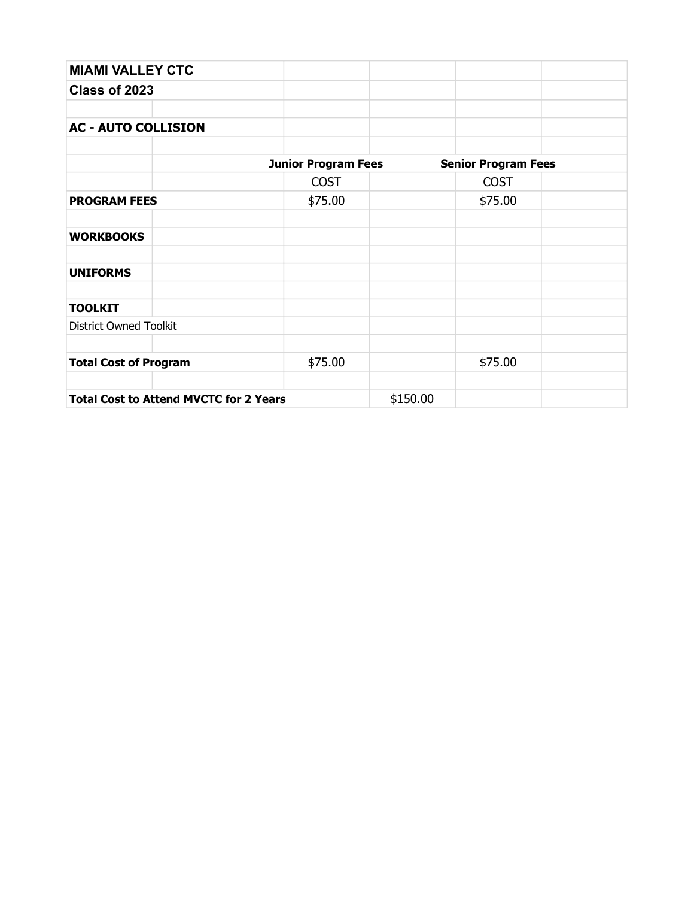**MIAMI VALLEY CTC**

**Class of 2023**

**AC - AUTO COLLISION**

| | | Junior Program Fees | | Senior Program Fees | |
|---|---|---|---|---|---|
| | | COST | | COST | |
| **PROGRAM FEES** | | $75.00 | | $75.00 | |
| | | | | | |
| **WORKBOOKS** | | | | | |
| | | | | | |
| **UNIFORMS** | | | | | |
| | | | | | |
| **TOOLKIT** | | | | | |
| District Owned Toolkit | | | | | |
| | | | | | |
| **Total Cost of Program** | | $75.00 | | $75.00 | |
| | | | | | |
| **Total Cost to Attend MVCTC for 2 Years** | | | $150.00 | | |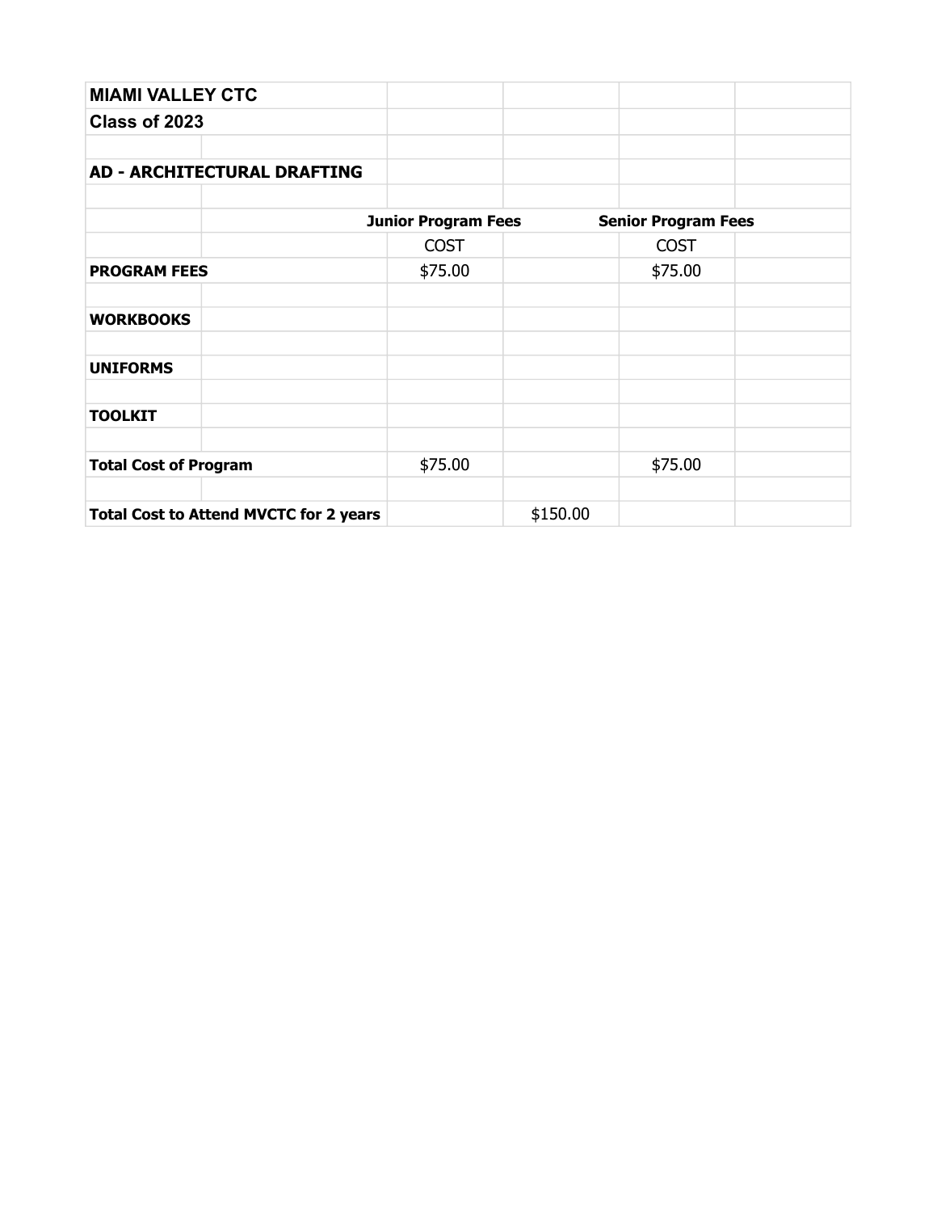| MIAMI VALLEY CTC | | | | | |
|---|---|---|---|---|---|
| Class of 2023 | | | | | |
| | | | | | |
| AD - ARCHITECTURAL DRAFTING | | | | | |
| | | | | | |
| | | Junior Program Fees | | Senior Program Fees | |
| | | COST | | COST | |
| **PROGRAM FEES** | | $75.00 | | $75.00 | |
| | | | | | |
| **WORKBOOKS** | | | | | |
| | | | | | |
| **UNIFORMS** | | | | | |
| | | | | | |
| **TOOLKIT** | | | | | |
| | | | | | |
| **Total Cost of Program** | | $75.00 | | $75.00 | |
| | | | | | |
| **Total Cost to Attend MVCTC for 2 years** | | | $150.00 | | |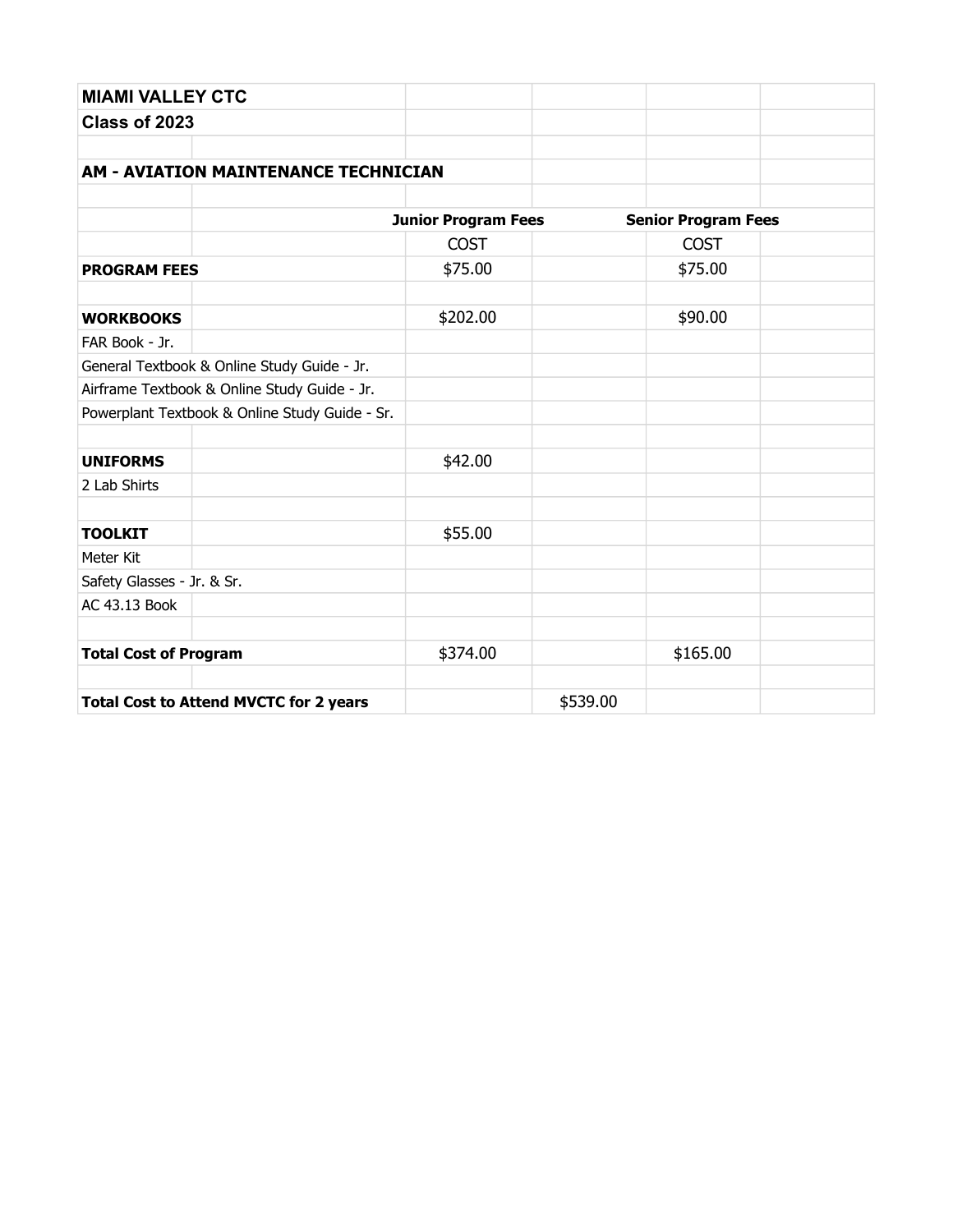**MIAMI VALLEY CTC**

**Class of 2023**

**AM - AVIATION MAINTENANCE TECHNICIAN**

| | | Junior Program Fees | | Senior Program Fees | |
|---|---|---|---|---|---|
| | | COST | | COST | |
| **PROGRAM FEES** | | $75.00 | | $75.00 | |
| | | | | | |
| **WORKBOOKS** | | $202.00 | | $90.00 | |
| FAR Book - Jr. | | | | | |
| General Textbook & Online Study Guide - Jr. | | | | | |
| Airframe Textbook & Online Study Guide - Jr. | | | | | |
| Powerplant Textbook & Online Study Guide - Sr. | | | | | |
| | | | | | |
| **UNIFORMS** | | $42.00 | | | |
| 2 Lab Shirts | | | | | |
| | | | | | |
| **TOOLKIT** | | $55.00 | | | |
| Meter Kit | | | | | |
| Safety Glasses - Jr. & Sr. | | | | | |
| AC 43.13 Book | | | | | |
| | | | | | |
| **Total Cost of Program** | | $374.00 | | $165.00 | |
| | | | | | |
| **Total Cost to Attend MVCTC for 2 years** | | | $539.00 | | |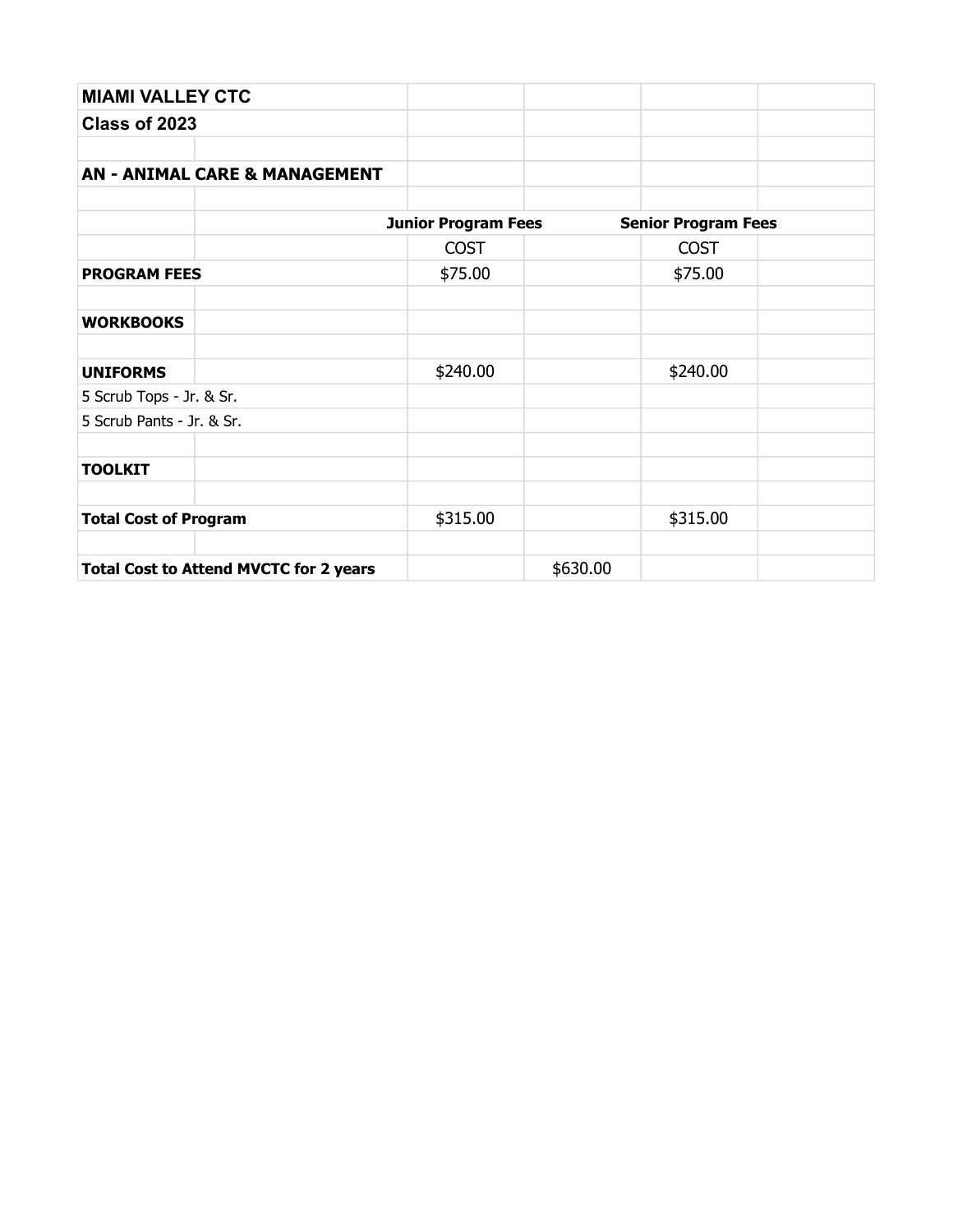| MIAMI VALLEY CTC | | | | | |
|---|---|---|---|---|---|
| Class of 2023 | | | | | |
| | | | | | |
| AN - ANIMAL CARE & MANAGEMENT | | | | | |
| | | | | | |
| | | Junior Program Fees | | Senior Program Fees | |
| | | COST | | COST | |
| **PROGRAM FEES** | | $75.00 | | $75.00 | |
| | | | | | |
| **WORKBOOKS** | | | | | |
| | | | | | |
| **UNIFORMS** | | $240.00 | | $240.00 | |
| 5 Scrub Tops - Jr. & Sr. | | | | | |
| 5 Scrub Pants - Jr. & Sr. | | | | | |
| | | | | | |
| **TOOLKIT** | | | | | |
| | | | | | |
| **Total Cost of Program** | | $315.00 | | $315.00 | |
| | | | | | |
| **Total Cost to Attend MVCTC for 2 years** | | | $630.00 | | |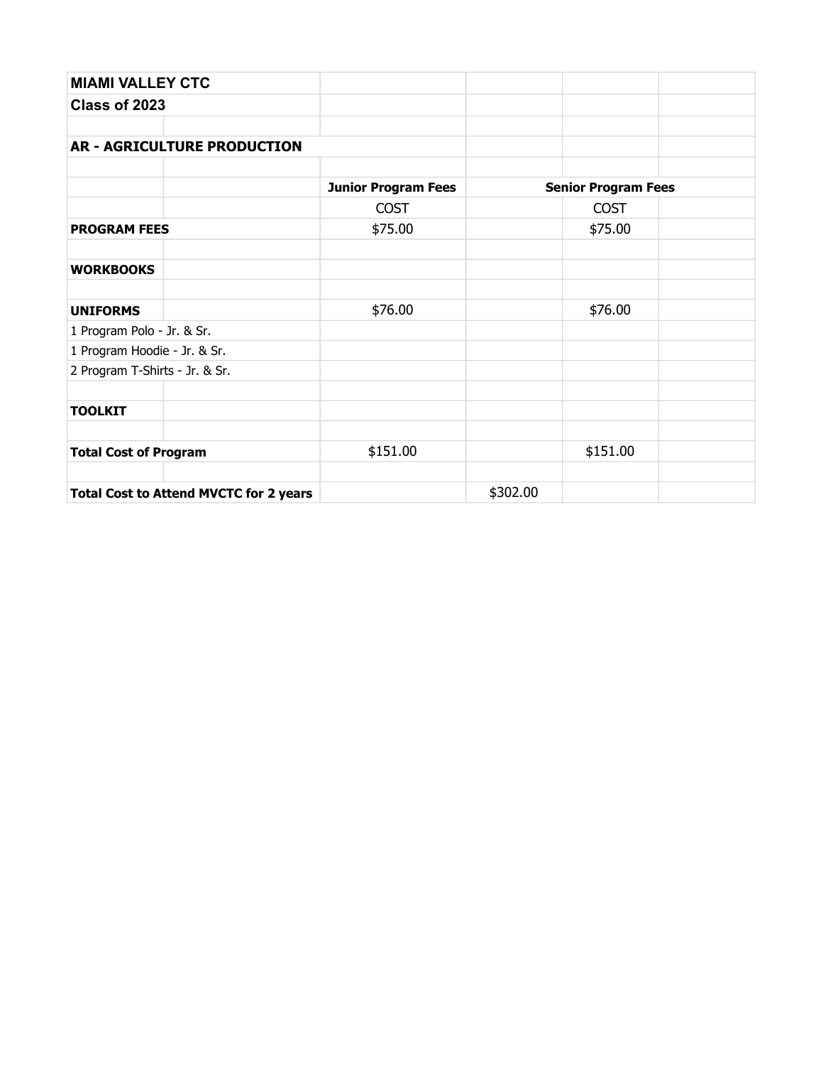| MIAMI VALLEY CTC | | | | | |
|---|---|---|---|---|---|
| Class of 2023 | | | | | |
| | | | | | |
| **AR - AGRICULTURE PRODUCTION** | | | | | |
| | | | | | |
| | | **Junior Program Fees** | | **Senior Program Fees** | |
| | | COST | | COST | |
| **PROGRAM FEES** | | $75.00 | | $75.00 | |
| | | | | | |
| **WORKBOOKS** | | | | | |
| | | | | | |
| **UNIFORMS** | | $76.00 | | $76.00 | |
| 1 Program Polo - Jr. & Sr. | | | | | |
| 1 Program Hoodie - Jr. & Sr. | | | | | |
| 2 Program T-Shirts - Jr. & Sr. | | | | | |
| | | | | | |
| **TOOLKIT** | | | | | |
| | | | | | |
| **Total Cost of Program** | | $151.00 | | $151.00 | |
| | | | | | |
| **Total Cost to Attend MVCTC for 2 years** | | | $302.00 | | |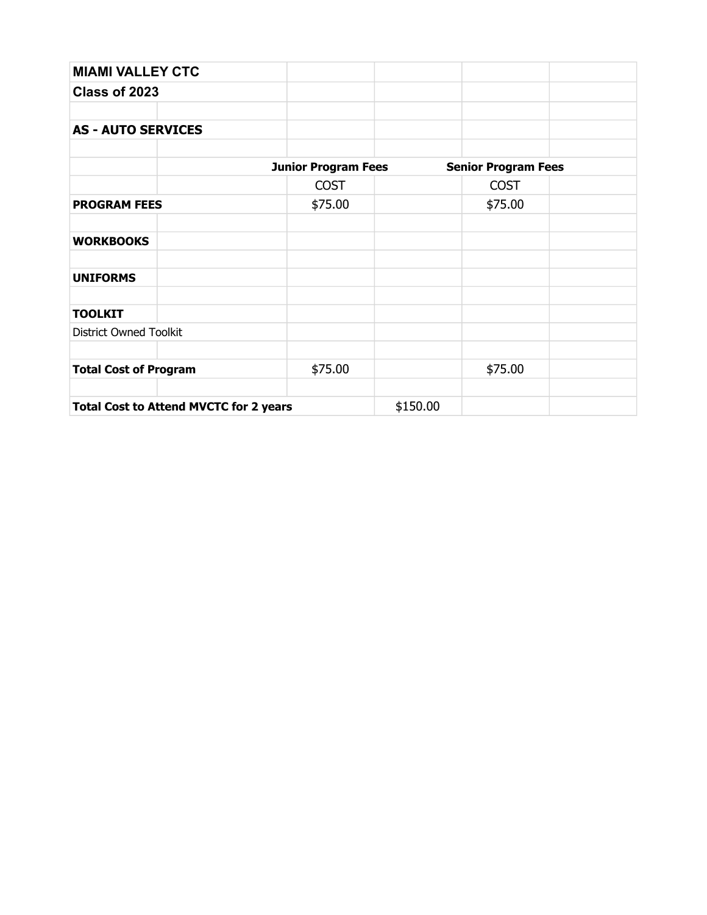| MIAMI VALLEY CTC | | | | | |
|---|---|---|---|---|---|
| Class of 2023 | | | | | |
| | | | | | |
| AS - AUTO SERVICES | | | | | |
| | | | | | |
| | | Junior Program Fees | | Senior Program Fees | |
| | | COST | | COST | |
| **PROGRAM FEES** | | $75.00 | | $75.00 | |
| | | | | | |
| **WORKBOOKS** | | | | | |
| | | | | | |
| **UNIFORMS** | | | | | |
| | | | | | |
| **TOOLKIT** | | | | | |
| District Owned Toolkit | | | | | |
| | | | | | |
| **Total Cost of Program** | | $75.00 | | $75.00 | |
| | | | | | |
| **Total Cost to Attend MVCTC for 2 years** | | | $150.00 | | |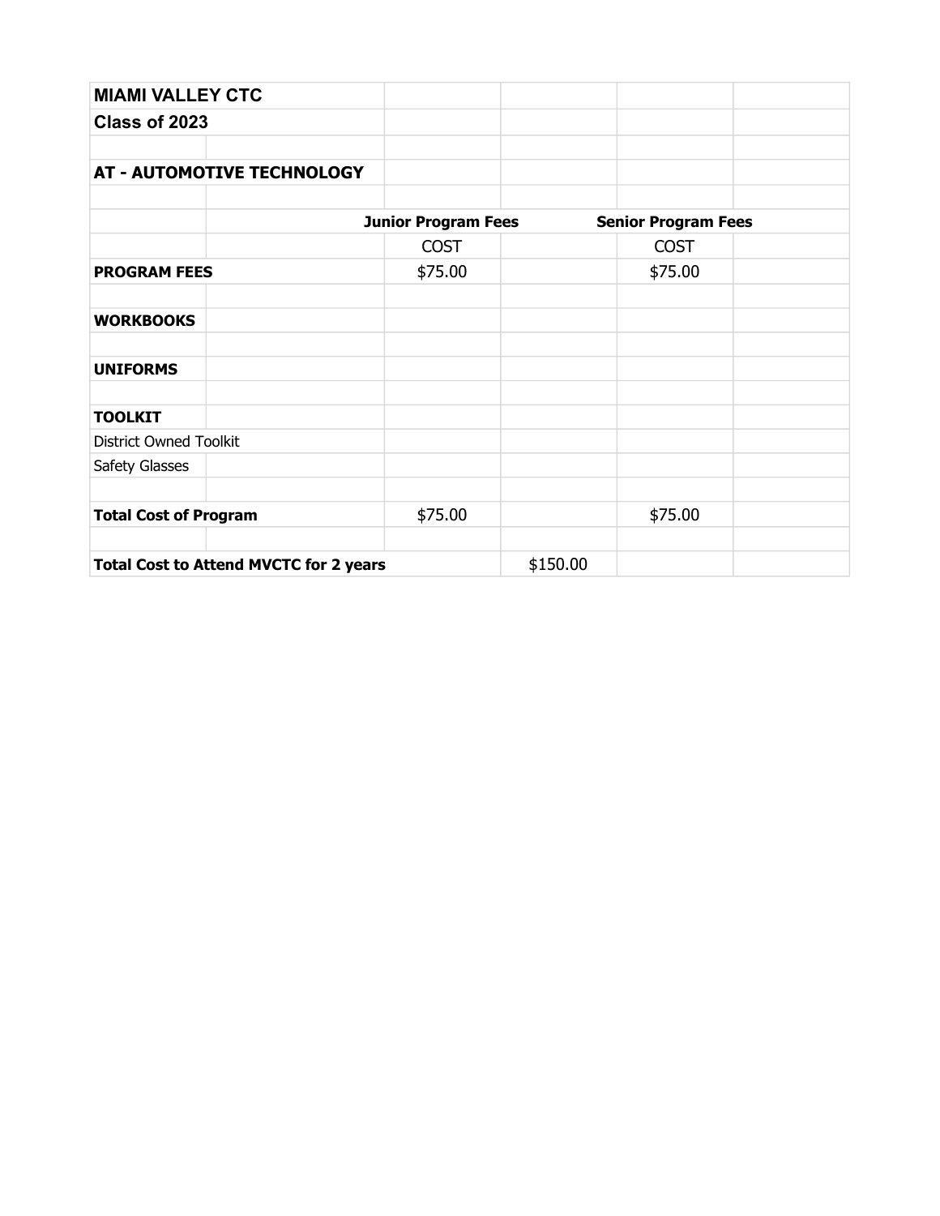| MIAMI VALLEY CTC | | | | | |
|---|---|---|---|---|---|
| **Class of 2023** | | | | | |
| | | | | | |
| **AT - AUTOMOTIVE TECHNOLOGY** | | | | | |
| | | | | | |
| | | **Junior Program Fees** | | **Senior Program Fees** | |
| | | COST | | COST | |
| **PROGRAM FEES** | | $75.00 | | $75.00 | |
| | | | | | |
| **WORKBOOKS** | | | | | |
| | | | | | |
| **UNIFORMS** | | | | | |
| | | | | | |
| **TOOLKIT** | | | | | |
| District Owned Toolkit | | | | | |
| Safety Glasses | | | | | |
| | | | | | |
| **Total Cost of Program** | | $75.00 | | $75.00 | |
| | | | | | |
| **Total Cost to Attend MVCTC for 2 years** | | | $150.00 | | |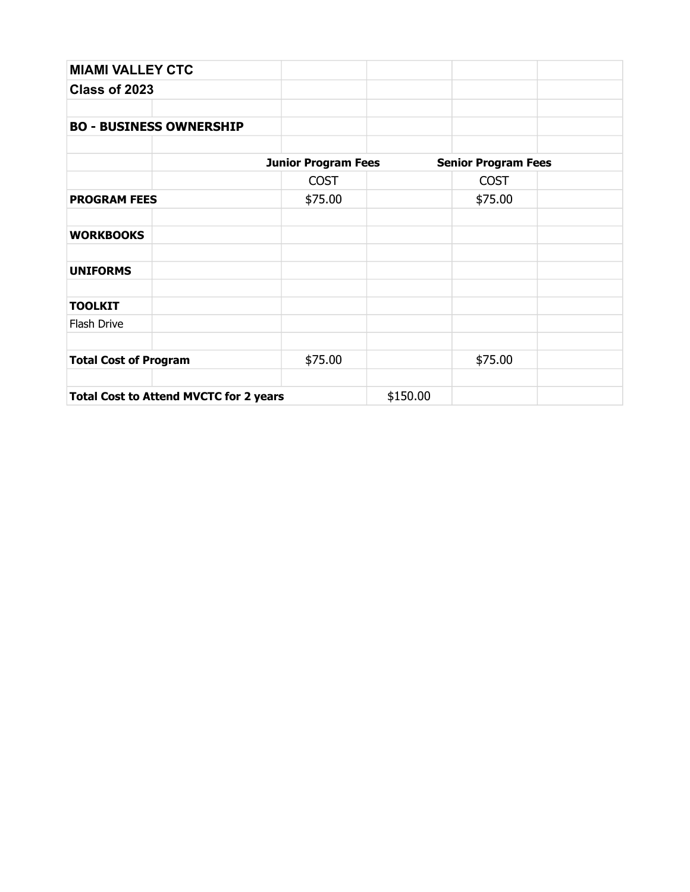| MIAMI VALLEY CTC | | | | | |
|---|---|---|---|---|---|
| Class of 2023 | | | | | |
| | | | | | |
| BO - BUSINESS OWNERSHIP | | | | | |
| | | | | | |
| | | Junior Program Fees | | Senior Program Fees | |
| | | COST | | COST | |
| **PROGRAM FEES** | | $75.00 | | $75.00 | |
| | | | | | |
| **WORKBOOKS** | | | | | |
| | | | | | |
| **UNIFORMS** | | | | | |
| | | | | | |
| **TOOLKIT** | | | | | |
| Flash Drive | | | | | |
| | | | | | |
| **Total Cost of Program** | | $75.00 | | $75.00 | |
| | | | | | |
| **Total Cost to Attend MVCTC for 2 years** | | | $150.00 | | |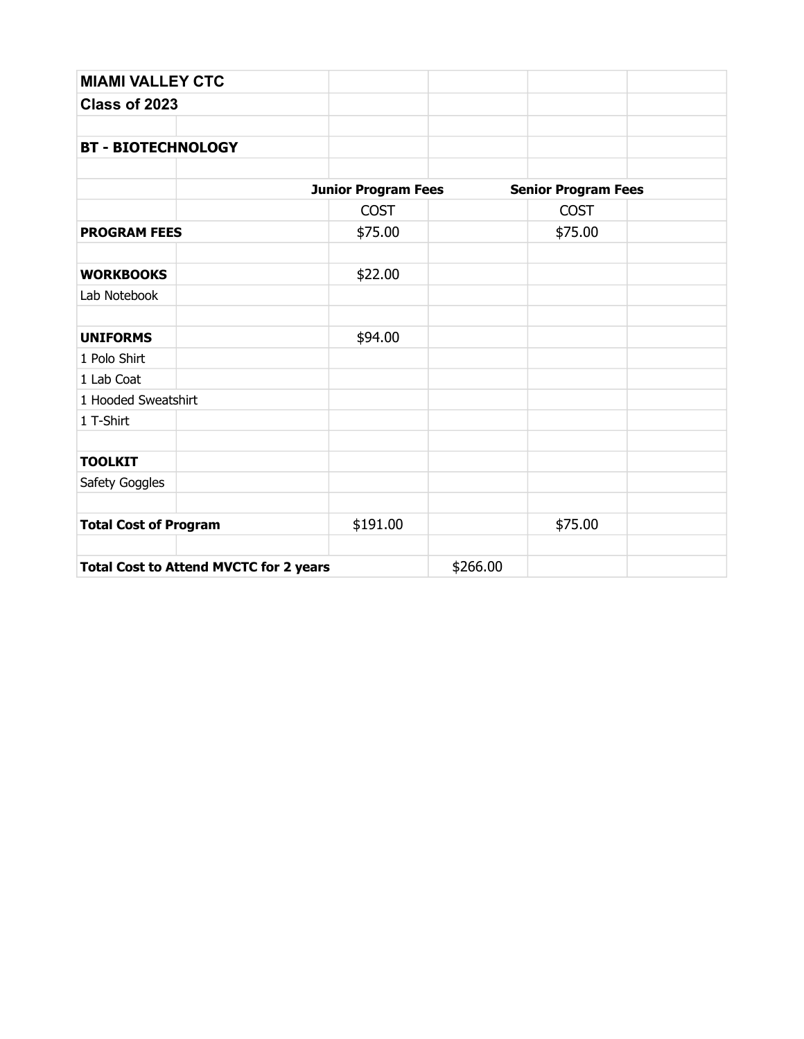| MIAMI VALLEY CTC | | | | | |
|---|---|---|---|---|---|
| Class of 2023 | | | | | |
| | | | | | |
| **BT - BIOTECHNOLOGY** | | | | | |
| | | | | | |
| | | **Junior Program Fees** | | **Senior Program Fees** | |
| | | COST | | COST | |
| **PROGRAM FEES** | | $75.00 | | $75.00 | |
| | | | | | |
| **WORKBOOKS** | | $22.00 | | | |
| Lab Notebook | | | | | |
| | | | | | |
| **UNIFORMS** | | $94.00 | | | |
| 1 Polo Shirt | | | | | |
| 1 Lab Coat | | | | | |
| 1 Hooded Sweatshirt | | | | | |
| 1 T-Shirt | | | | | |
| | | | | | |
| **TOOLKIT** | | | | | |
| Safety Goggles | | | | | |
| | | | | | |
| **Total Cost of Program** | | $191.00 | | $75.00 | |
| | | | | | |
| **Total Cost to Attend MVCTC for 2 years** | | | $266.00 | | |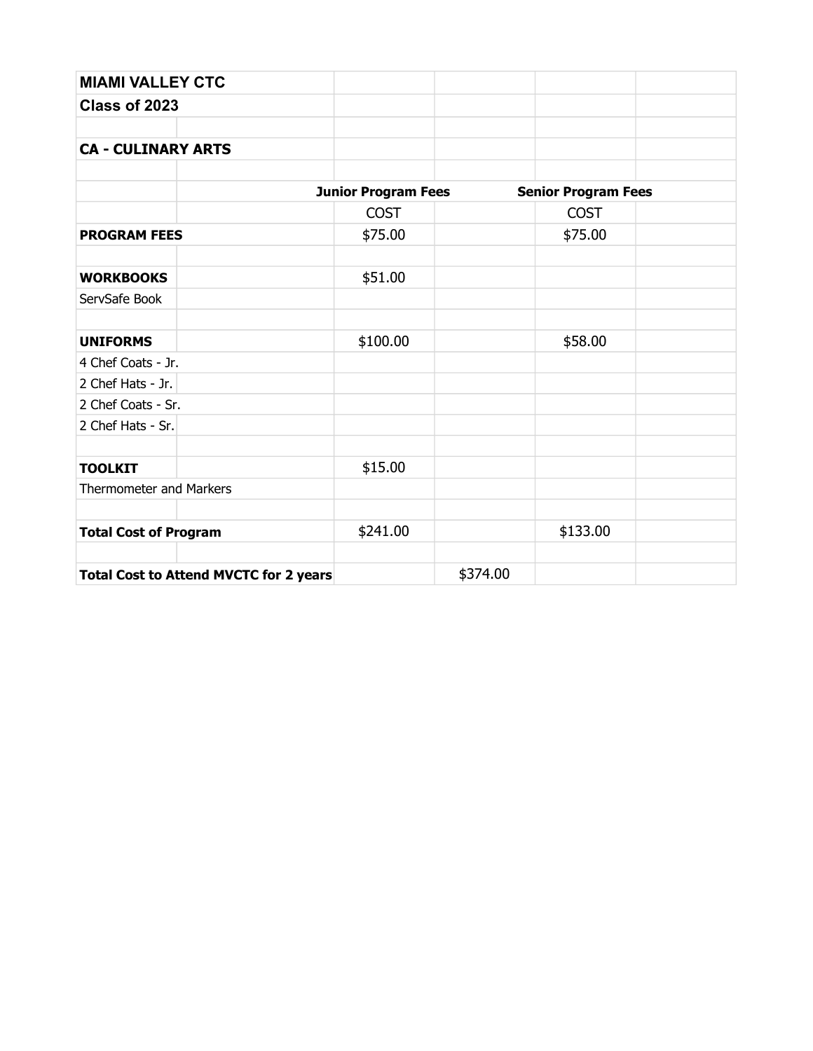| MIAMI VALLEY CTC | | | | | |
|---|---|---|---|---|---|
| **Class of 2023** | | | | | |
| | | | | | |
| **CA - CULINARY ARTS** | | | | | |
| | | | | | |
| | | **Junior Program Fees** | | **Senior Program Fees** | |
| | | COST | | COST | |
| **PROGRAM FEES** | | $75.00 | | $75.00 | |
| | | | | | |
| **WORKBOOKS** | | $51.00 | | | |
| ServSafe Book | | | | | |
| | | | | | |
| **UNIFORMS** | | $100.00 | | $58.00 | |
| 4 Chef Coats - Jr. | | | | | |
| 2 Chef Hats - Jr. | | | | | |
| 2 Chef Coats - Sr. | | | | | |
| 2 Chef Hats - Sr. | | | | | |
| | | | | | |
| **TOOLKIT** | | $15.00 | | | |
| Thermometer and Markers | | | | | |
| | | | | | |
| **Total Cost of Program** | | $241.00 | | $133.00 | |
| | | | | | |
| **Total Cost to Attend MVCTC for 2 years** | | | $374.00 | | |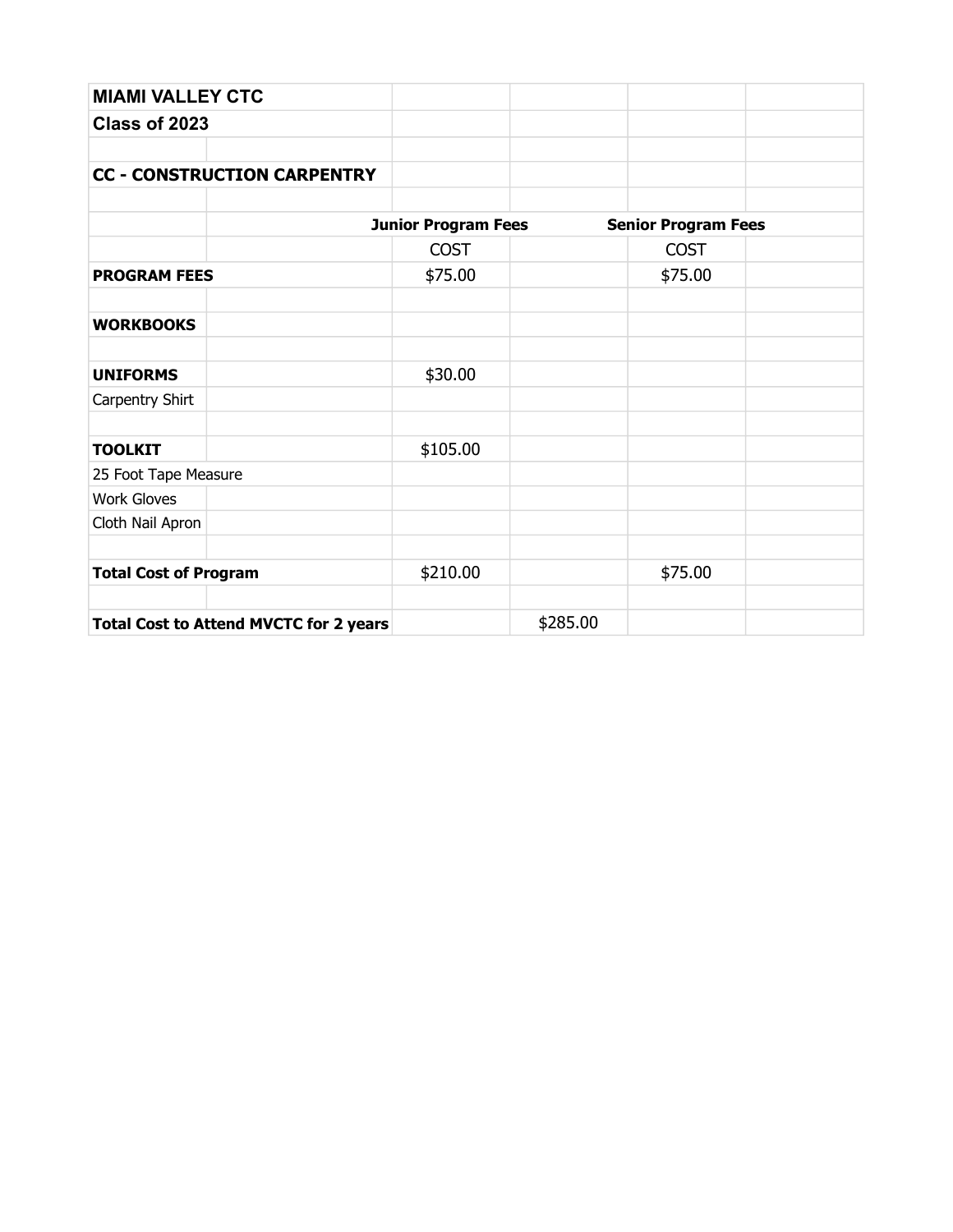| MIAMI VALLEY CTC | | | | | |
|---|---|---|---|---|---|
| **Class of 2023** | | | | | |
| | | | | | |
| **CC - CONSTRUCTION CARPENTRY** | | | | | |
| | | | | | |
| | | **Junior Program Fees** | | **Senior Program Fees** | |
| | | COST | | COST | |
| **PROGRAM FEES** | | $75.00 | | $75.00 | |
| | | | | | |
| **WORKBOOKS** | | | | | |
| | | | | | |
| **UNIFORMS** | | $30.00 | | | |
| Carpentry Shirt | | | | | |
| | | | | | |
| **TOOLKIT** | | $105.00 | | | |
| 25 Foot Tape Measure | | | | | |
| Work Gloves | | | | | |
| Cloth Nail Apron | | | | | |
| | | | | | |
| **Total Cost of Program** | | $210.00 | | $75.00 | |
| | | | | | |
| **Total Cost to Attend MVCTC for 2 years** | | | $285.00 | | |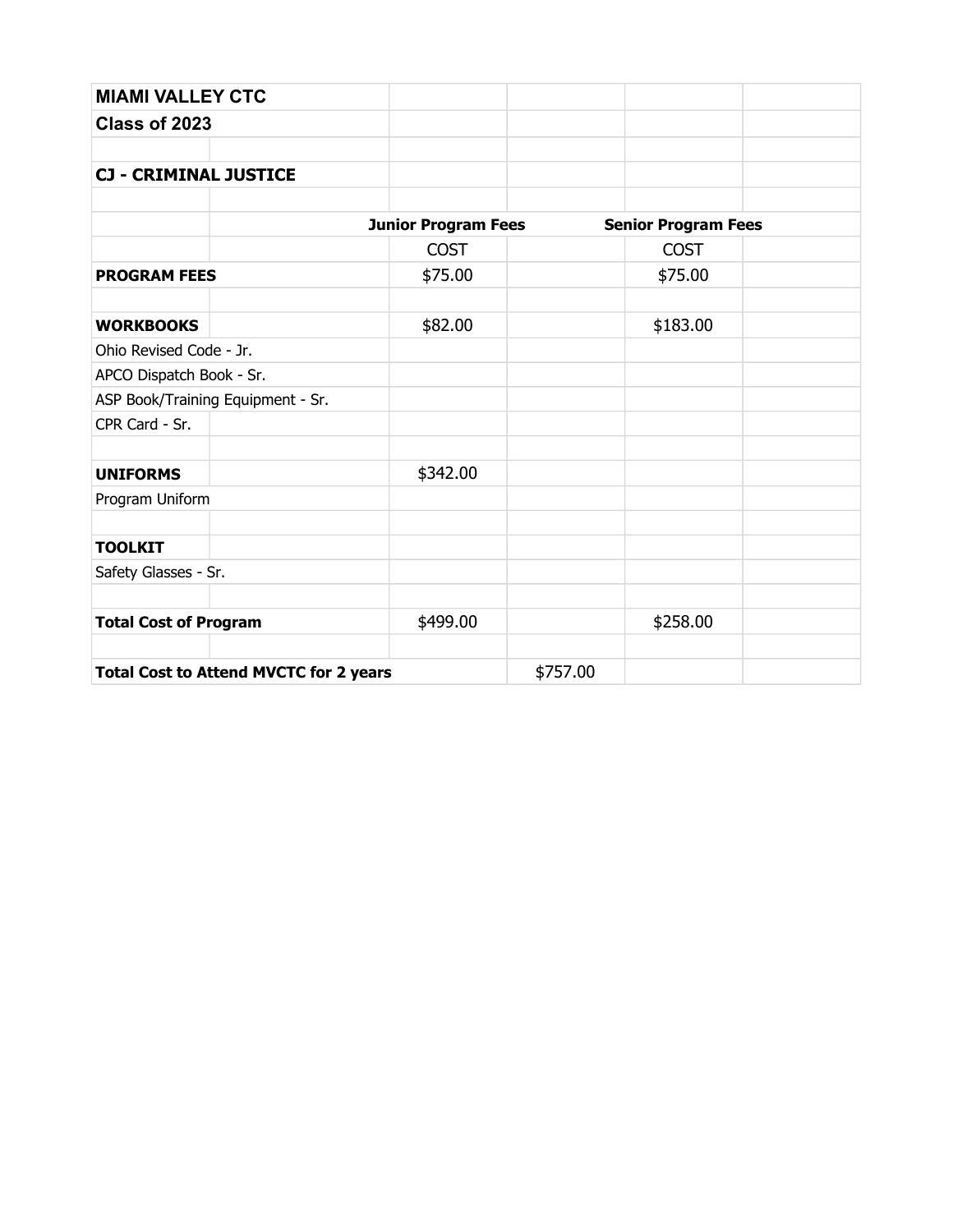| MIAMI VALLEY CTC | | | | | |
|---|---|---|---|---|---|
| **Class of 2023** | | | | | |
| | | | | | |
| **CJ - CRIMINAL JUSTICE** | | | | | |
| | | | | | |
| | | **Junior Program Fees** | | **Senior Program Fees** | |
| | | COST | | COST | |
| **PROGRAM FEES** | | $75.00 | | $75.00 | |
| | | | | | |
| **WORKBOOKS** | | $82.00 | | $183.00 | |
| Ohio Revised Code - Jr. | | | | | |
| APCO Dispatch Book - Sr. | | | | | |
| ASP Book/Training Equipment - Sr. | | | | | |
| CPR Card - Sr. | | | | | |
| | | | | | |
| **UNIFORMS** | | $342.00 | | | |
| Program Uniform | | | | | |
| | | | | | |
| **TOOLKIT** | | | | | |
| Safety Glasses - Sr. | | | | | |
| | | | | | |
| **Total Cost of Program** | | $499.00 | | $258.00 | |
| | | | | | |
| **Total Cost to Attend MVCTC for 2 years** | | | $757.00 | | |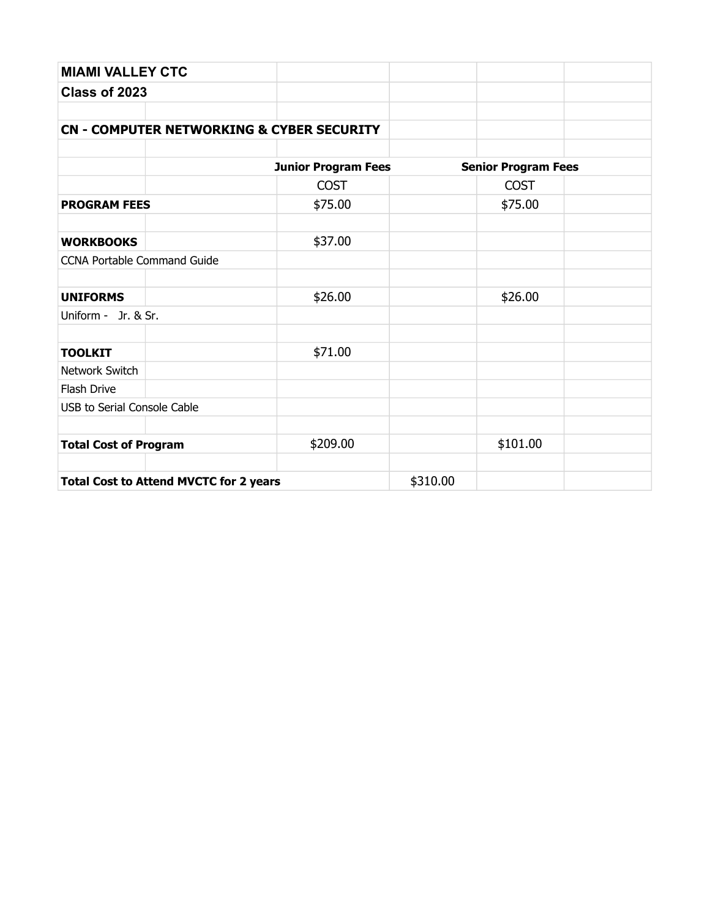**MIAMI VALLEY CTC**

**Class of 2023**

**CN - COMPUTER NETWORKING & CYBER SECURITY**

| | Junior Program Fees | | Senior Program Fees |
|---|---|---|---|
| | COST | | COST |
| **PROGRAM FEES** | $75.00 | | $75.00 |
| | | | |
| **WORKBOOKS** | $37.00 | | |
| CCNA Portable Command Guide | | | |
| | | | |
| **UNIFORMS** | $26.00 | | $26.00 |
| Uniform - Jr. & Sr. | | | |
| | | | |
| **TOOLKIT** | $71.00 | | |
| Network Switch | | | |
| Flash Drive | | | |
| USB to Serial Console Cable | | | |
| | | | |
| **Total Cost of Program** | $209.00 | | $101.00 |
| | | | |
| **Total Cost to Attend MVCTC for 2 years** | | $310.00 | |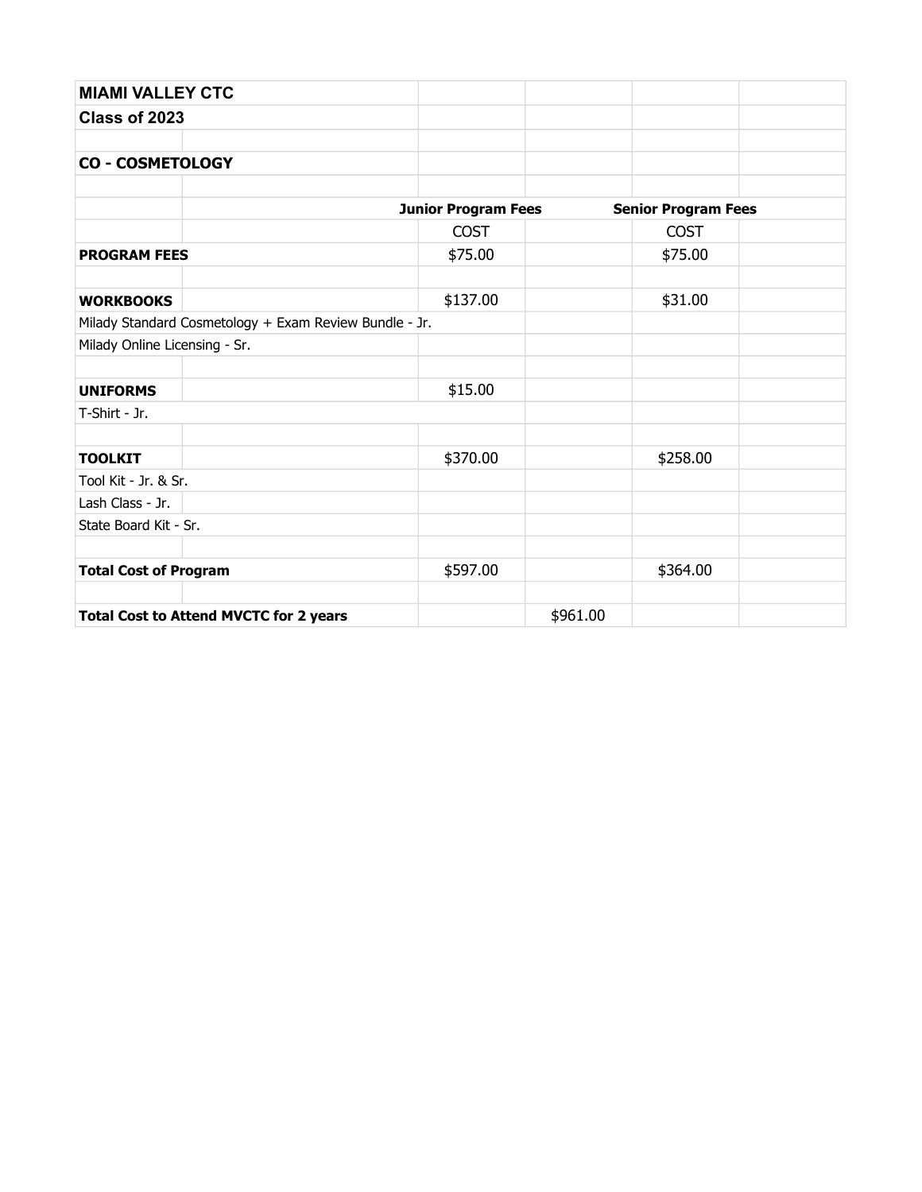| MIAMI VALLEY CTC | | | | | |
|---|---|---|---|---|---|
| **Class of 2023** | | | | | |
| | | | | | |
| **CO - COSMETOLOGY** | | | | | |
| | | | | | |
| | | **Junior Program Fees** | | **Senior Program Fees** | |
| | | COST | | COST | |
| **PROGRAM FEES** | | $75.00 | | $75.00 | |
| | | | | | |
| **WORKBOOKS** | | $137.00 | | $31.00 | |
| Milady Standard Cosmetology + Exam Review Bundle - Jr. | | | | | |
| Milady Online Licensing - Sr. | | | | | |
| | | | | | |
| **UNIFORMS** | | $15.00 | | | |
| T-Shirt - Jr. | | | | | |
| | | | | | |
| **TOOLKIT** | | $370.00 | | $258.00 | |
| Tool Kit - Jr. & Sr. | | | | | |
| Lash Class - Jr. | | | | | |
| State Board Kit - Sr. | | | | | |
| | | | | | |
| **Total Cost of Program** | | $597.00 | | $364.00 | |
| | | | | | |
| **Total Cost to Attend MVCTC for 2 years** | | | $961.00 | | |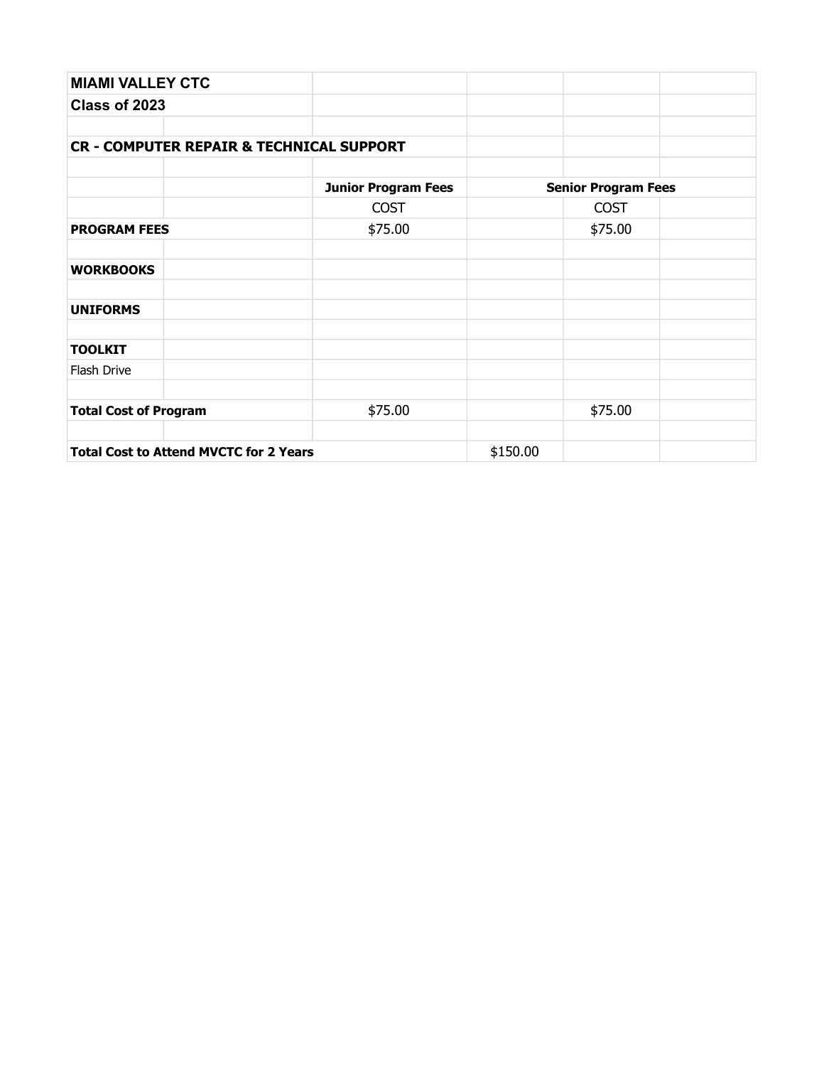| MIAMI VALLEY CTC | | | | | |
|---|---|---|---|---|---|
| Class of 2023 | | | | | |
| | | | | | |
| **CR - COMPUTER REPAIR & TECHNICAL SUPPORT** | | | | | |
| | | | | | |
| | | **Junior Program Fees** | | **Senior Program Fees** | |
| | | COST | | COST | |
| **PROGRAM FEES** | | $75.00 | | $75.00 | |
| | | | | | |
| **WORKBOOKS** | | | | | |
| | | | | | |
| **UNIFORMS** | | | | | |
| | | | | | |
| **TOOLKIT** | | | | | |
| Flash Drive | | | | | |
| | | | | | |
| **Total Cost of Program** | | $75.00 | | $75.00 | |
| | | | | | |
| **Total Cost to Attend MVCTC for 2 Years** | | | $150.00 | | |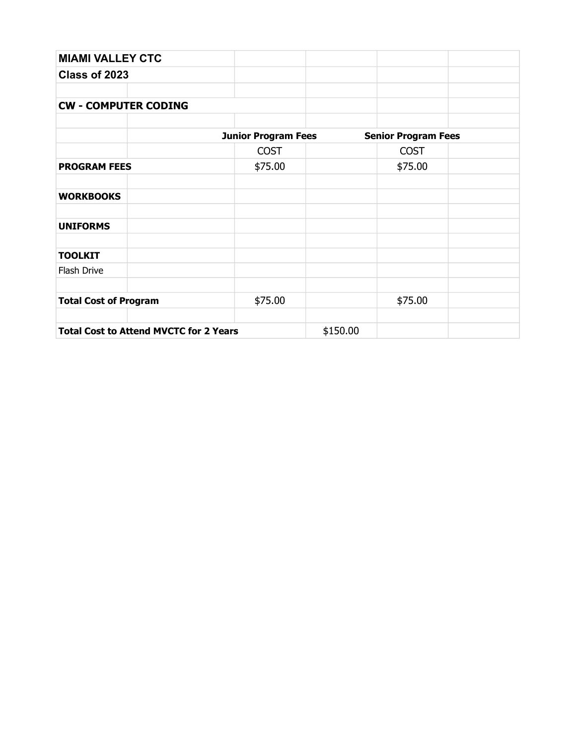| MIAMI VALLEY CTC | | | | | |
|---|---|---|---|---|---|
| **Class of 2023** | | | | | |
| | | | | | |
| **CW - COMPUTER CODING** | | | | | |
| | | | | | |
| | | **Junior Program Fees** | | **Senior Program Fees** | |
| | | COST | | COST | |
| **PROGRAM FEES** | | $75.00 | | $75.00 | |
| | | | | | |
| **WORKBOOKS** | | | | | |
| | | | | | |
| **UNIFORMS** | | | | | |
| | | | | | |
| **TOOLKIT** | | | | | |
| Flash Drive | | | | | |
| | | | | | |
| **Total Cost of Program** | | $75.00 | | $75.00 | |
| | | | | | |
| **Total Cost to Attend MVCTC for 2 Years** | | | $150.00 | | |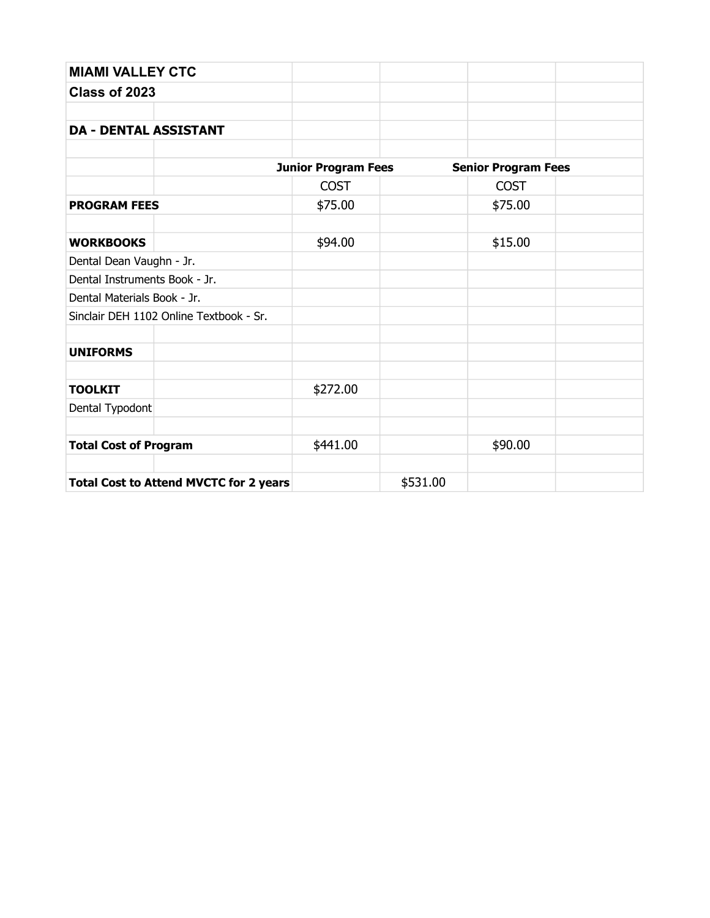| MIAMI VALLEY CTC | | | | | |
|---|---|---|---|---|---|
| Class of 2023 | | | | | |
| | | | | | |
| DA - DENTAL ASSISTANT | | | | | |
| | | | | | |
| | | Junior Program Fees | | Senior Program Fees | |
| | | COST | | COST | |
| **PROGRAM FEES** | | $75.00 | | $75.00 | |
| | | | | | |
| **WORKBOOKS** | | $94.00 | | $15.00 | |
| Dental Dean Vaughn - Jr. | | | | | |
| Dental Instruments Book - Jr. | | | | | |
| Dental Materials Book - Jr. | | | | | |
| Sinclair DEH 1102 Online Textbook - Sr. | | | | | |
| | | | | | |
| **UNIFORMS** | | | | | |
| | | | | | |
| **TOOLKIT** | | $272.00 | | | |
| Dental Typodont | | | | | |
| | | | | | |
| **Total Cost of Program** | | $441.00 | | $90.00 | |
| | | | | | |
| **Total Cost to Attend MVCTC for 2 years** | | | $531.00 | | |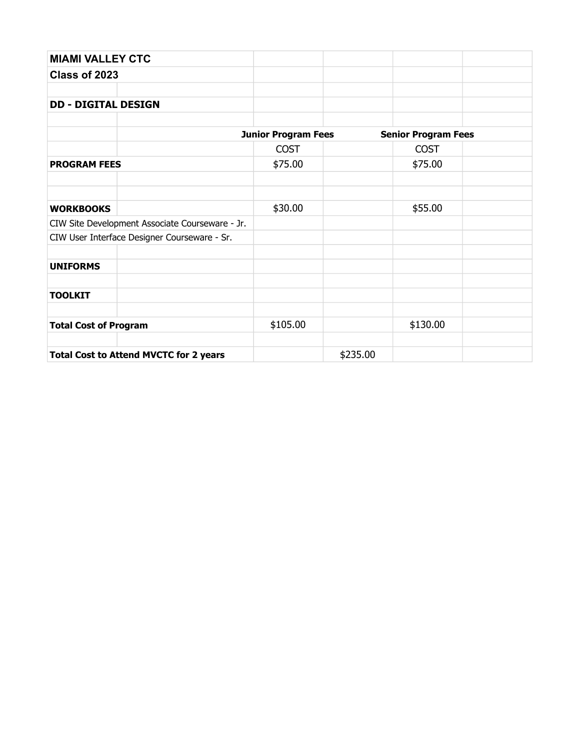| MIAMI VALLEY CTC | | | | | |
|---|---|---|---|---|---|
| Class of 2023 | | | | | |
| | | | | | |
| DD - DIGITAL DESIGN | | | | | |
| | | | | | |
| | | Junior Program Fees | | Senior Program Fees | |
| | | COST | | COST | |
| **PROGRAM FEES** | | $75.00 | | $75.00 | |
| | | | | | |
| | | | | | |
| **WORKBOOKS** | | $30.00 | | $55.00 | |
| CIW Site Development Associate Courseware - Jr. | | | | | |
| CIW User Interface Designer Courseware - Sr. | | | | | |
| | | | | | |
| **UNIFORMS** | | | | | |
| | | | | | |
| **TOOLKIT** | | | | | |
| | | | | | |
| **Total Cost of Program** | | $105.00 | | $130.00 | |
| | | | | | |
| **Total Cost to Attend MVCTC for 2 years** | | | $235.00 | | |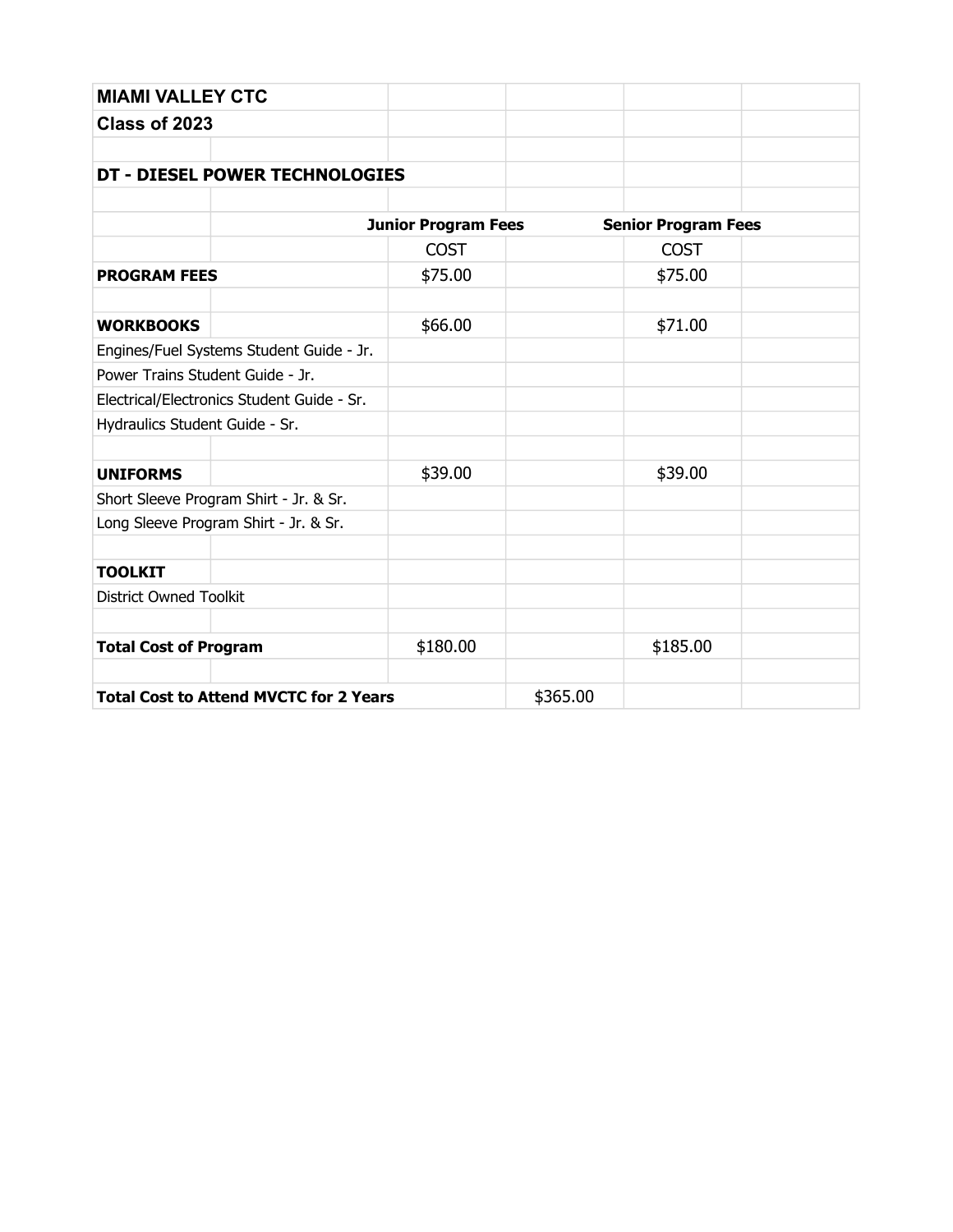| MIAMI VALLEY CTC | | | | | |
|---|---|---|---|---|---|
| **Class of 2023** | | | | | |
| | | | | | |
| **DT - DIESEL POWER TECHNOLOGIES** | | | | | |
| | | | | | |
| | | **Junior Program Fees** | | **Senior Program Fees** | |
| | | COST | | COST | |
| **PROGRAM FEES** | | $75.00 | | $75.00 | |
| | | | | | |
| **WORKBOOKS** | | $66.00 | | $71.00 | |
| Engines/Fuel Systems Student Guide - Jr. | | | | | |
| Power Trains Student Guide - Jr. | | | | | |
| Electrical/Electronics Student Guide - Sr. | | | | | |
| Hydraulics Student Guide - Sr. | | | | | |
| | | | | | |
| **UNIFORMS** | | $39.00 | | $39.00 | |
| Short Sleeve Program Shirt - Jr. & Sr. | | | | | |
| Long Sleeve Program Shirt - Jr. & Sr. | | | | | |
| | | | | | |
| **TOOLKIT** | | | | | |
| District Owned Toolkit | | | | | |
| | | | | | |
| **Total Cost of Program** | | $180.00 | | $185.00 | |
| | | | | | |
| **Total Cost to Attend MVCTC for 2 Years** | | | $365.00 | | |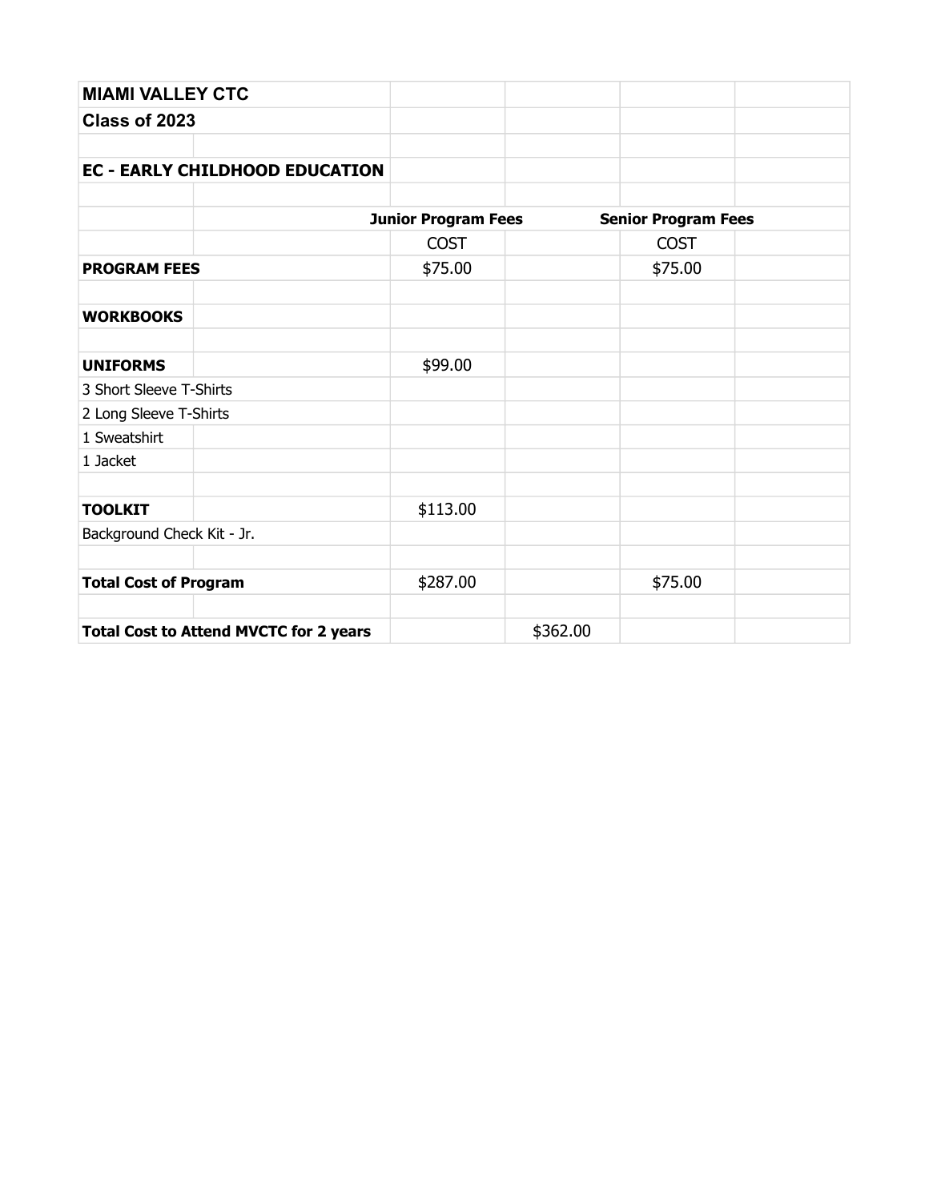| MIAMI VALLEY CTC | | | | | |
|---|---|---|---|---|---|
| **Class of 2023** | | | | | |
| | | | | | |
| **EC - EARLY CHILDHOOD EDUCATION** | | | | | |
| | | | | | |
| | | **Junior Program Fees** | | **Senior Program Fees** | |
| | | COST | | COST | |
| **PROGRAM FEES** | | $75.00 | | $75.00 | |
| | | | | | |
| **WORKBOOKS** | | | | | |
| | | | | | |
| **UNIFORMS** | | $99.00 | | | |
| 3 Short Sleeve T-Shirts | | | | | |
| 2 Long Sleeve T-Shirts | | | | | |
| 1 Sweatshirt | | | | | |
| 1 Jacket | | | | | |
| | | | | | |
| **TOOLKIT** | | $113.00 | | | |
| Background Check Kit - Jr. | | | | | |
| | | | | | |
| **Total Cost of Program** | | $287.00 | | $75.00 | |
| | | | | | |
| **Total Cost to Attend MVCTC for 2 years** | | | $362.00 | | |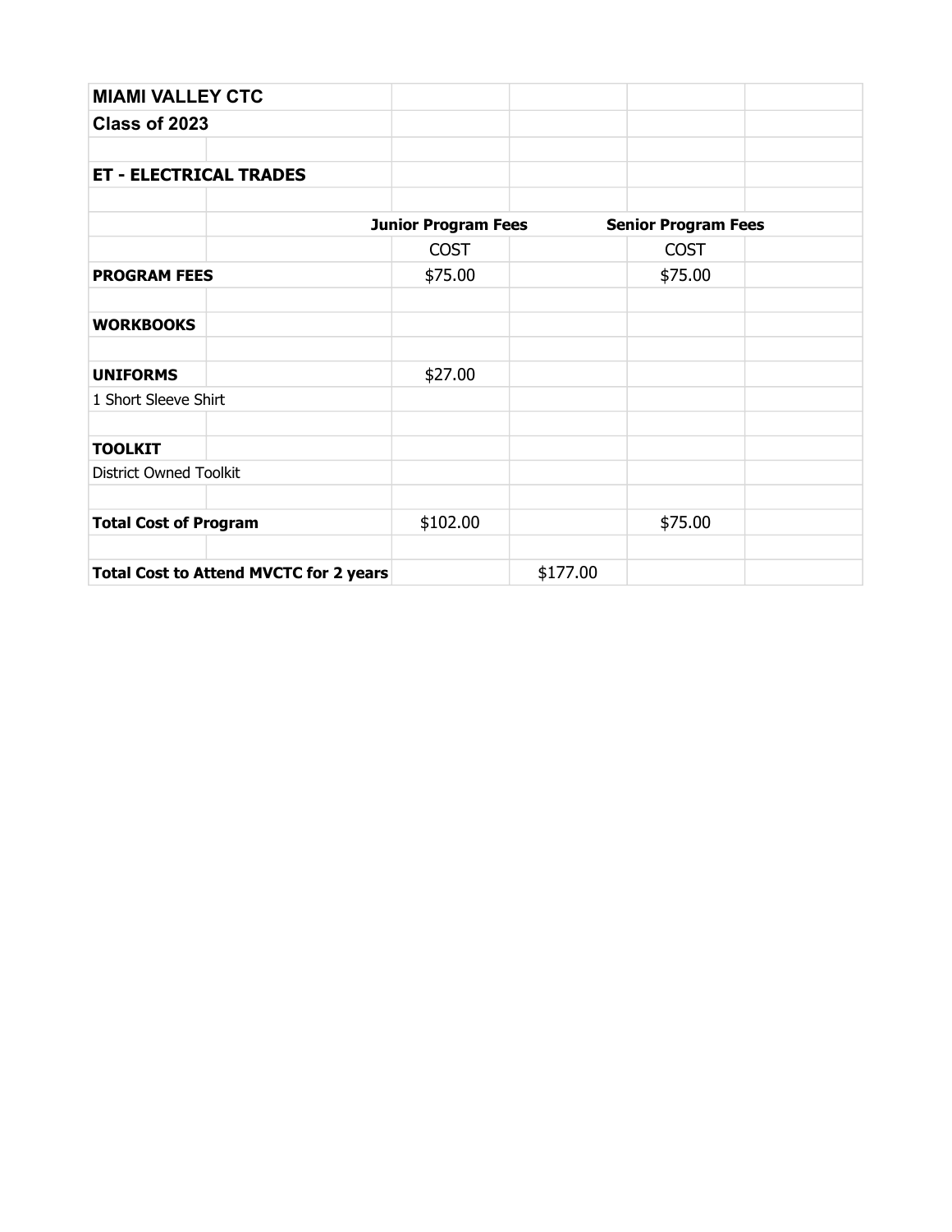**MIAMI VALLEY CTC**

**Class of 2023**

**ET - ELECTRICAL TRADES**

| | Junior Program Fees | | Senior Program Fees | |
|---|---|---|---|---|
| | COST | | COST | |
| **PROGRAM FEES** | $75.00 | | $75.00 | |
| | | | | |
| **WORKBOOKS** | | | | |
| | | | | |
| **UNIFORMS** | $27.00 | | | |
| 1 Short Sleeve Shirt | | | | |
| | | | | |
| **TOOLKIT** | | | | |
| District Owned Toolkit | | | | |
| | | | | |
| **Total Cost of Program** | $102.00 | | $75.00 | |
| | | | | |
| **Total Cost to Attend MVCTC for 2 years** | | $177.00 | | |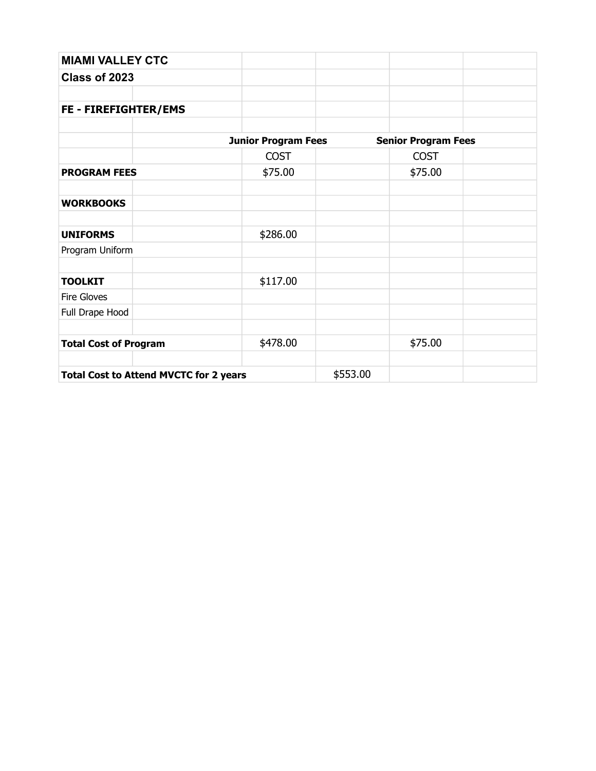| MIAMI VALLEY CTC | | | | | |
|---|---|---|---|---|---|
| **Class of 2023** | | | | | |
| | | | | | |
| **FE - FIREFIGHTER/EMS** | | | | | |
| | | | | | |
| | | **Junior Program Fees** | | **Senior Program Fees** | |
| | | COST | | COST | |
| **PROGRAM FEES** | | $75.00 | | $75.00 | |
| | | | | | |
| **WORKBOOKS** | | | | | |
| | | | | | |
| **UNIFORMS** | | $286.00 | | | |
| Program Uniform | | | | | |
| | | | | | |
| **TOOLKIT** | | $117.00 | | | |
| Fire Gloves | | | | | |
| Full Drape Hood | | | | | |
| | | | | | |
| **Total Cost of Program** | | $478.00 | | $75.00 | |
| | | | | | |
| **Total Cost to Attend MVCTC for 2 years** | | | $553.00 | | |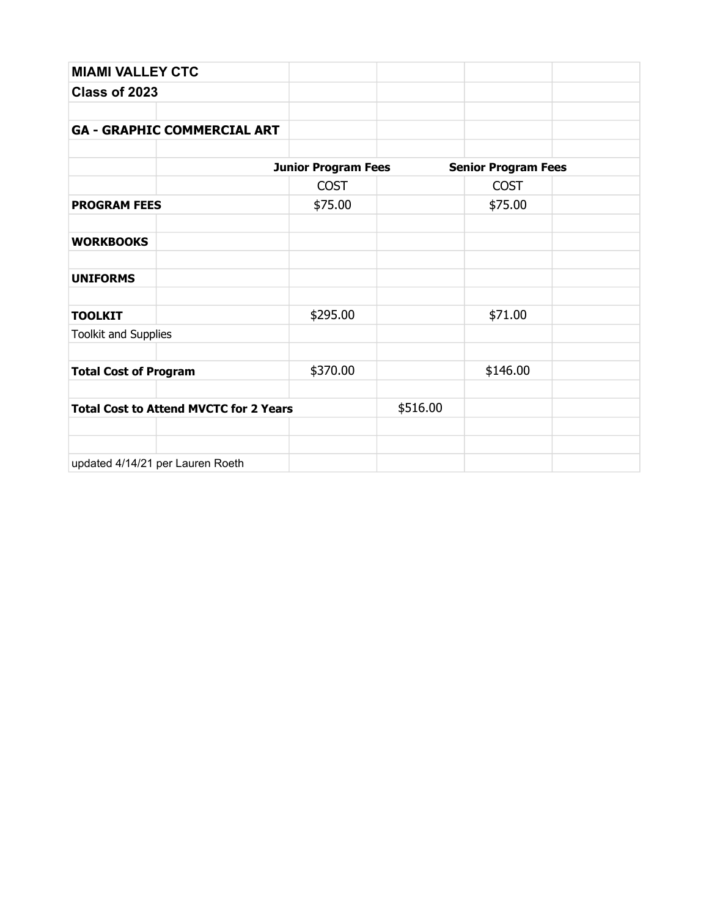| MIAMI VALLEY CTC | | | | | |
|---|---|---|---|---|---|
| Class of 2023 | | | | | |
| | | | | | |
| GA - GRAPHIC COMMERCIAL ART | | | | | |
| | | | | | |
| | | Junior Program Fees | | Senior Program Fees | |
| | | COST | | COST | |
| **PROGRAM FEES** | | $75.00 | | $75.00 | |
| | | | | | |
| **WORKBOOKS** | | | | | |
| | | | | | |
| **UNIFORMS** | | | | | |
| | | | | | |
| **TOOLKIT** | | $295.00 | | $71.00 | |
| Toolkit and Supplies | | | | | |
| | | | | | |
| **Total Cost of Program** | | $370.00 | | $146.00 | |
| | | | | | |
| **Total Cost to Attend MVCTC for 2 Years** | | | $516.00 | | |
| | | | | | |
| | | | | | |
| updated 4/14/21 per Lauren Roeth | | | | | |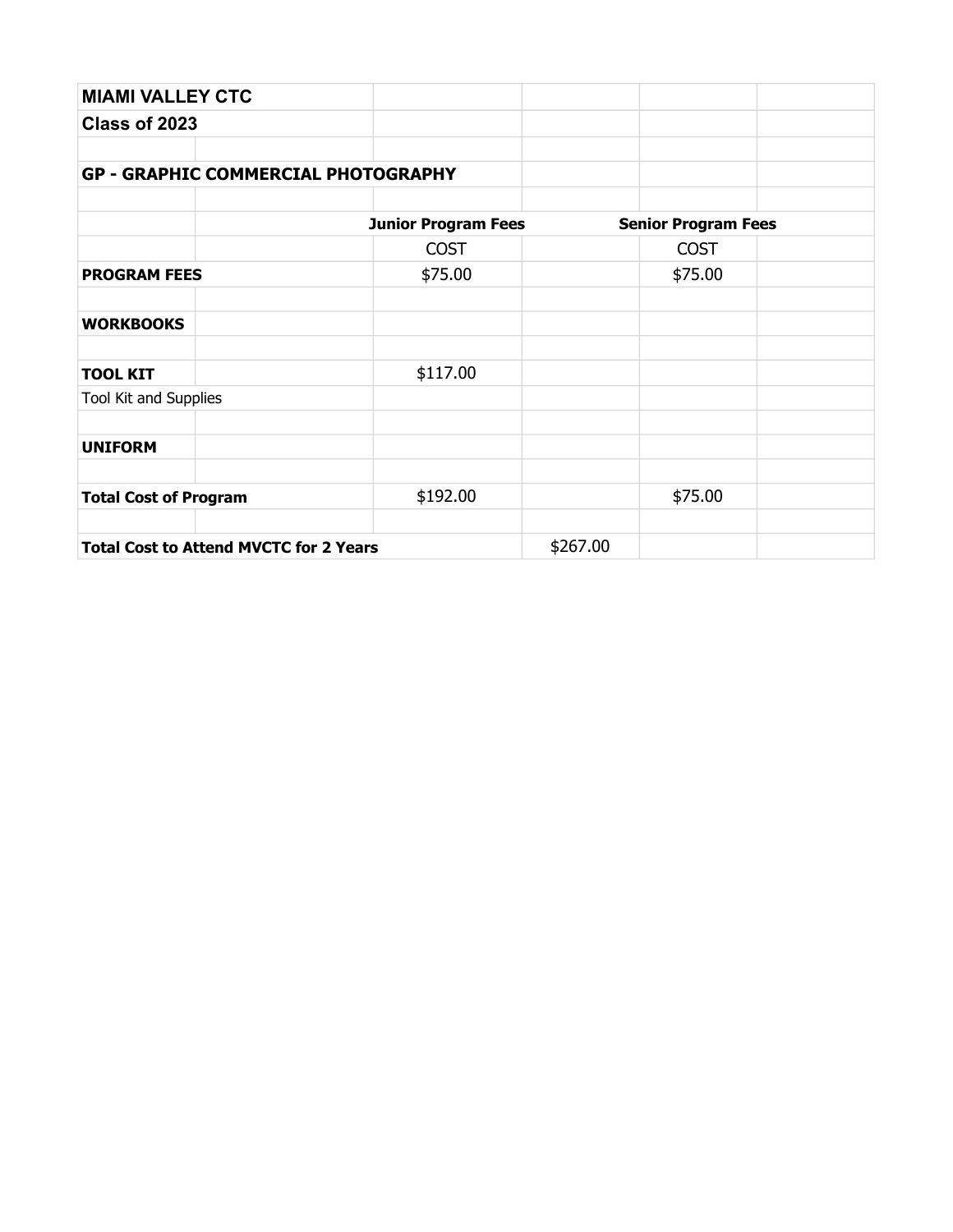| MIAMI VALLEY CTC | | | | | |
|---|---|---|---|---|---|
| **Class of 2023** | | | | | |
| | | | | | |
| **GP - GRAPHIC COMMERCIAL PHOTOGRAPHY** | | | | | |
| | | | | | |
| | | **Junior Program Fees** | | **Senior Program Fees** | |
| | | COST | | COST | |
| **PROGRAM FEES** | | $75.00 | | $75.00 | |
| | | | | | |
| **WORKBOOKS** | | | | | |
| | | | | | |
| **TOOL KIT** | | $117.00 | | | |
| Tool Kit and Supplies | | | | | |
| | | | | | |
| **UNIFORM** | | | | | |
| | | | | | |
| **Total Cost of Program** | | $192.00 | | $75.00 | |
| | | | | | |
| **Total Cost to Attend MVCTC for 2 Years** | | | $267.00 | | |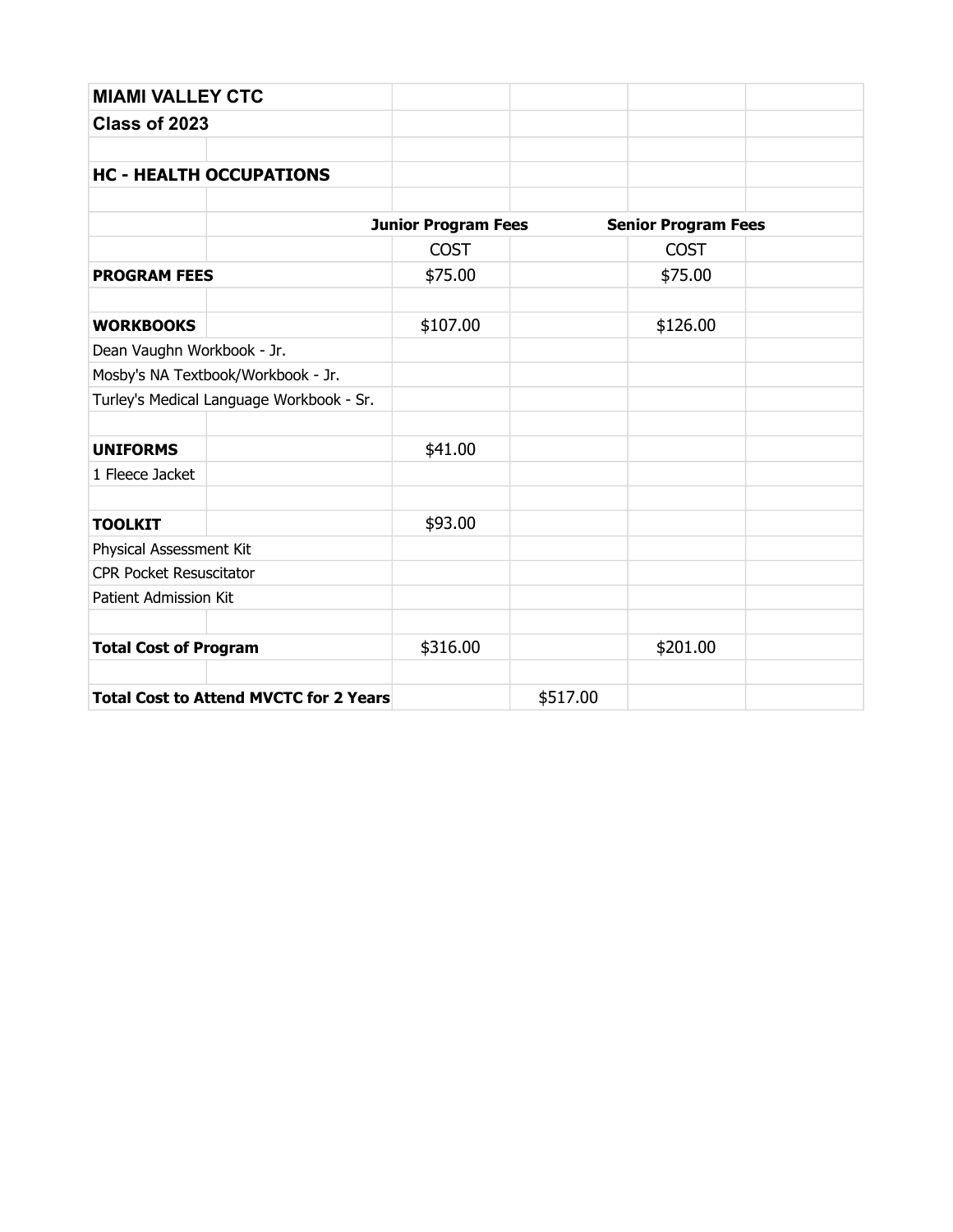**MIAMI VALLEY CTC**

**Class of 2023**

**HC - HEALTH OCCUPATIONS**

| | Junior Program Fees | | Senior Program Fees |
|---|---|---|---|
| | COST | | COST |
| **PROGRAM FEES** | $75.00 | | $75.00 |
| | | | |
| **WORKBOOKS** | $107.00 | | $126.00 |
| Dean Vaughn Workbook - Jr. | | | |
| Mosby's NA Textbook/Workbook - Jr. | | | |
| Turley's Medical Language Workbook - Sr. | | | |
| | | | |
| **UNIFORMS** | $41.00 | | |
| 1 Fleece Jacket | | | |
| | | | |
| **TOOLKIT** | $93.00 | | |
| Physical Assessment Kit | | | |
| CPR Pocket Resuscitator | | | |
| Patient Admission Kit | | | |
| | | | |
| **Total Cost of Program** | $316.00 | | $201.00 |
| | | | |
| **Total Cost to Attend MVCTC for 2 Years** | | $517.00 | |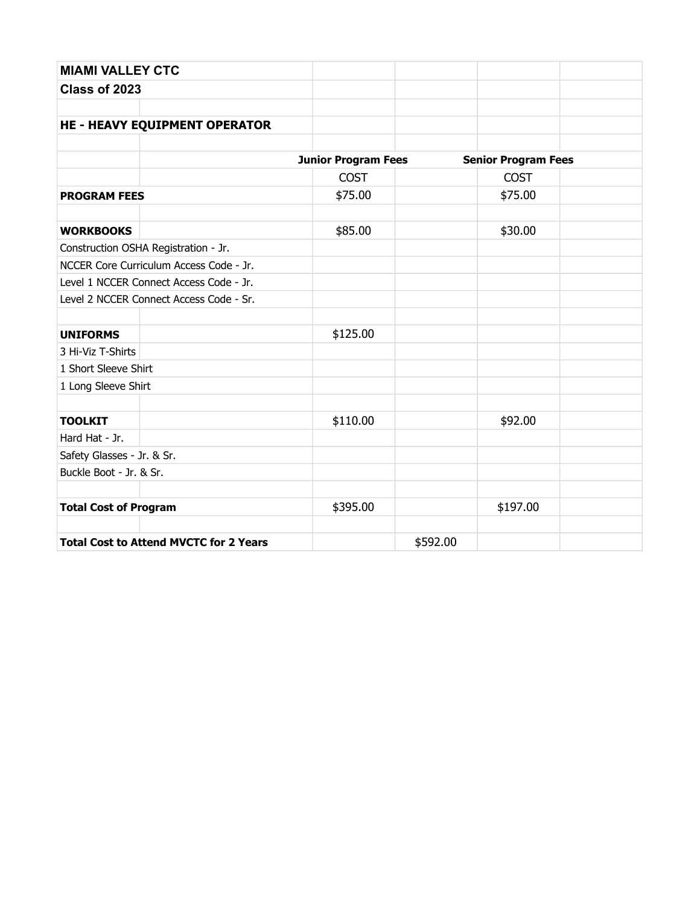| MIAMI VALLEY CTC | | | | | |
|---|---|---|---|---|---|
| **Class of 2023** | | | | | |
| | | | | | |
| **HE - HEAVY EQUIPMENT OPERATOR** | | | | | |
| | | | | | |
| | | **Junior Program Fees** | | **Senior Program Fees** | |
| | | COST | | COST | |
| **PROGRAM FEES** | | $75.00 | | $75.00 | |
| | | | | | |
| **WORKBOOKS** | | $85.00 | | $30.00 | |
| Construction OSHA Registration - Jr. | | | | | |
| NCCER Core Curriculum Access Code - Jr. | | | | | |
| Level 1 NCCER Connect Access Code - Jr. | | | | | |
| Level 2 NCCER Connect Access Code - Sr. | | | | | |
| | | | | | |
| **UNIFORMS** | | $125.00 | | | |
| 3 Hi-Viz T-Shirts | | | | | |
| 1 Short Sleeve Shirt | | | | | |
| 1 Long Sleeve Shirt | | | | | |
| | | | | | |
| **TOOLKIT** | | $110.00 | | $92.00 | |
| Hard Hat - Jr. | | | | | |
| Safety Glasses - Jr. & Sr. | | | | | |
| Buckle Boot - Jr. & Sr. | | | | | |
| | | | | | |
| **Total Cost of Program** | | $395.00 | | $197.00 | |
| | | | | | |
| **Total Cost to Attend MVCTC for 2 Years** | | | $592.00 | | |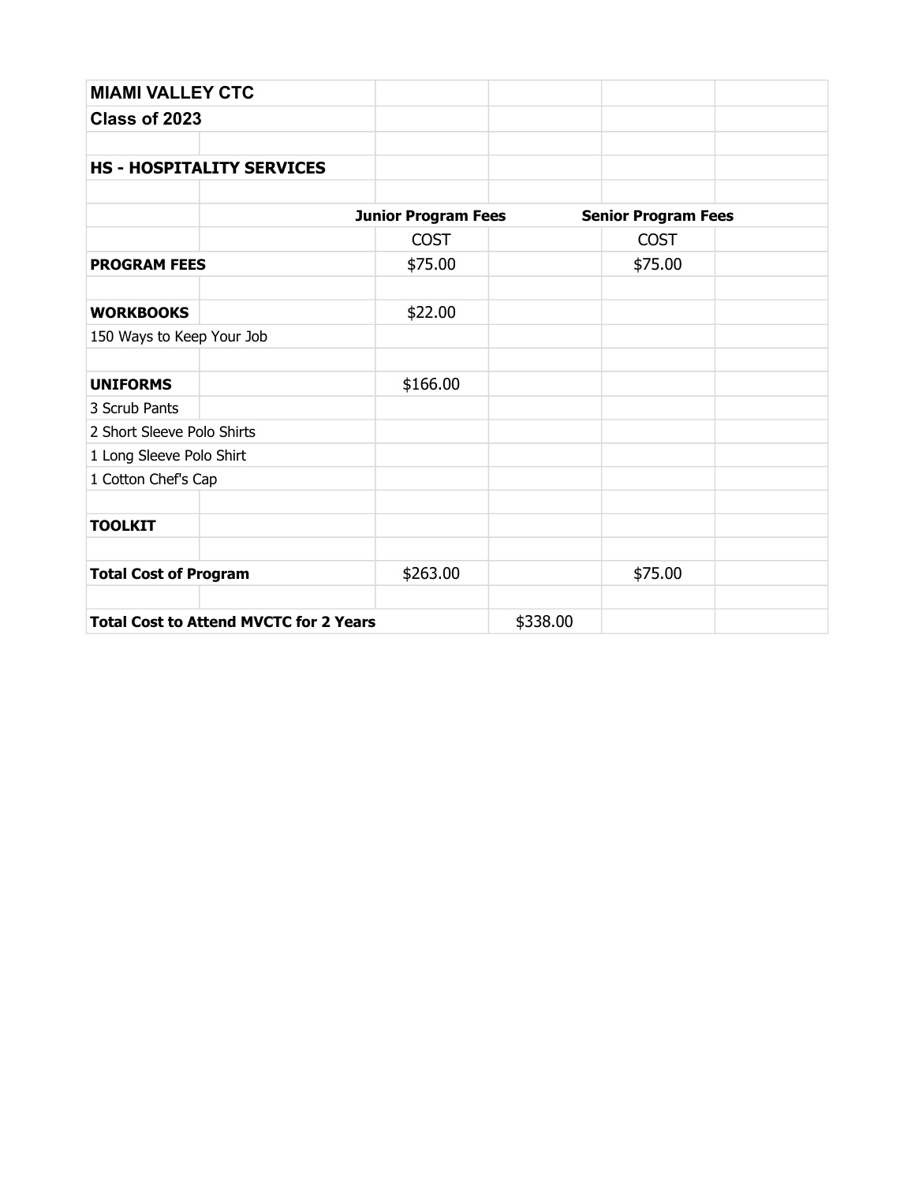**MIAMI VALLEY CTC**

**Class of 2023**

**HS - HOSPITALITY SERVICES**

| | Junior Program Fees | | Senior Program Fees | |
|---|---|---|---|---|
| | COST | | COST | |
| **PROGRAM FEES** | $75.00 | | $75.00 | |
| | | | | |
| **WORKBOOKS** | $22.00 | | | |
| 150 Ways to Keep Your Job | | | | |
| | | | | |
| **UNIFORMS** | $166.00 | | | |
| 3 Scrub Pants | | | | |
| 2 Short Sleeve Polo Shirts | | | | |
| 1 Long Sleeve Polo Shirt | | | | |
| 1 Cotton Chef's Cap | | | | |
| | | | | |
| **TOOLKIT** | | | | |
| | | | | |
| **Total Cost of Program** | $263.00 | | $75.00 | |
| | | | | |
| **Total Cost to Attend MVCTC for 2 Years** | | $338.00 | | |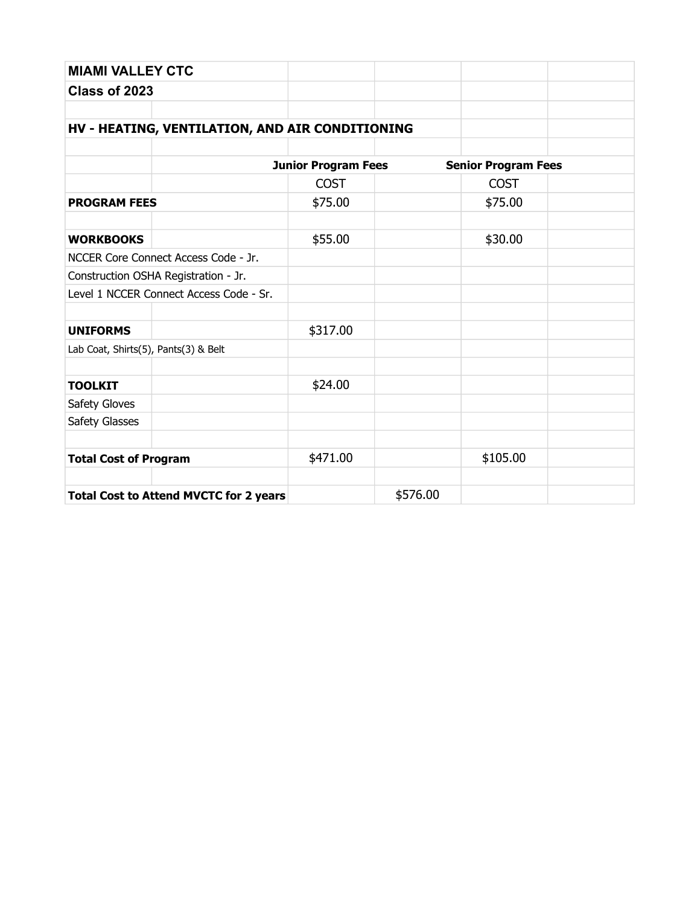| MIAMI VALLEY CTC | | | | | |
| --- | --- | --- | --- | --- | --- |
| Class of 2023 | | | | | |
| | | | | | |
| **HV - HEATING, VENTILATION, AND AIR CONDITIONING** | | | | | |
| | | | | | |
| | | **Junior Program Fees** | | **Senior Program Fees** | |
| | | COST | | COST | |
| **PROGRAM FEES** | | $75.00 | | $75.00 | |
| | | | | | |
| **WORKBOOKS** | | $55.00 | | $30.00 | |
| NCCER Core Connect Access Code - Jr. | | | | | |
| Construction OSHA Registration - Jr. | | | | | |
| Level 1 NCCER Connect Access Code - Sr. | | | | | |
| | | | | | |
| **UNIFORMS** | | $317.00 | | | |
| Lab Coat, Shirts(5), Pants(3) & Belt | | | | | |
| | | | | | |
| **TOOLKIT** | | $24.00 | | | |
| Safety Gloves | | | | | |
| Safety Glasses | | | | | |
| | | | | | |
| **Total Cost of Program** | | $471.00 | | $105.00 | |
| | | | | | |
| **Total Cost to Attend MVCTC for 2 years** | | | $576.00 | | |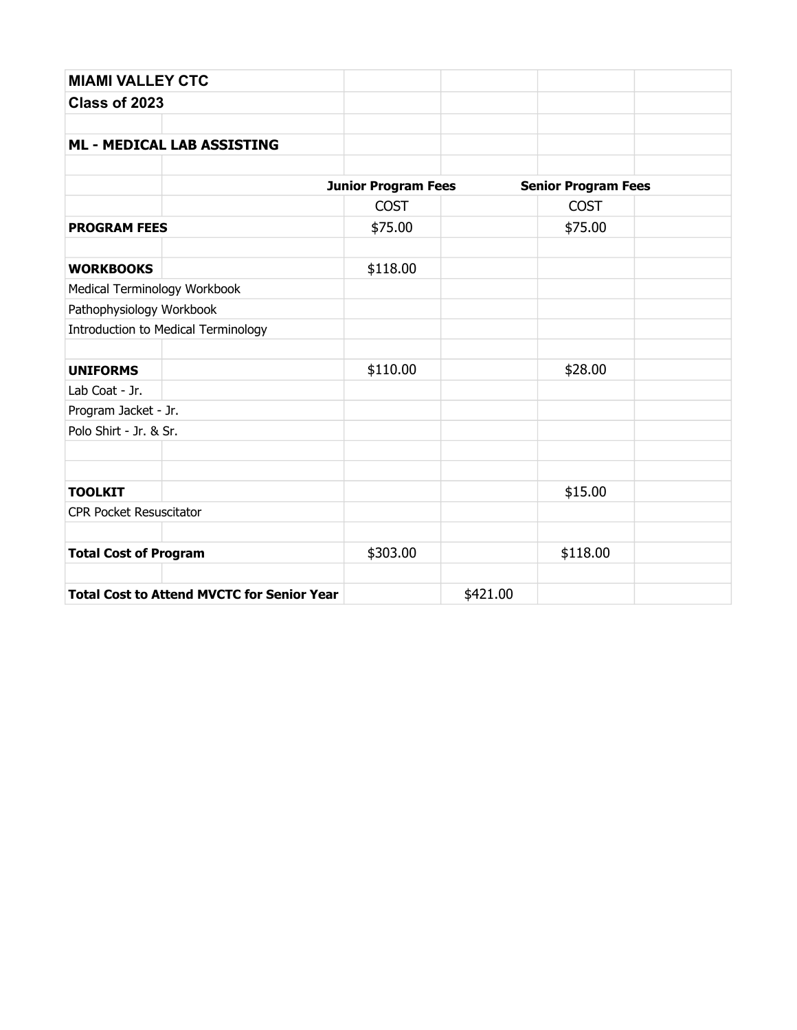| MIAMI VALLEY CTC | | | | | |
|---|---|---|---|---|---|
| **Class of 2023** | | | | | |
| | | | | | |
| **ML - MEDICAL LAB ASSISTING** | | | | | |
| | | | | | |
| | | **Junior Program Fees** | | **Senior Program Fees** | |
| | | COST | | COST | |
| **PROGRAM FEES** | | $75.00 | | $75.00 | |
| | | | | | |
| **WORKBOOKS** | | $118.00 | | | |
| Medical Terminology Workbook | | | | | |
| Pathophysiology Workbook | | | | | |
| Introduction to Medical Terminology | | | | | |
| | | | | | |
| **UNIFORMS** | | $110.00 | | $28.00 | |
| Lab Coat - Jr. | | | | | |
| Program Jacket - Jr. | | | | | |
| Polo Shirt - Jr. & Sr. | | | | | |
| | | | | | |
| | | | | | |
| **TOOLKIT** | | | | $15.00 | |
| CPR Pocket Resuscitator | | | | | |
| | | | | | |
| **Total Cost of Program** | | $303.00 | | $118.00 | |
| | | | | | |
| **Total Cost to Attend MVCTC for Senior Year** | | | $421.00 | | |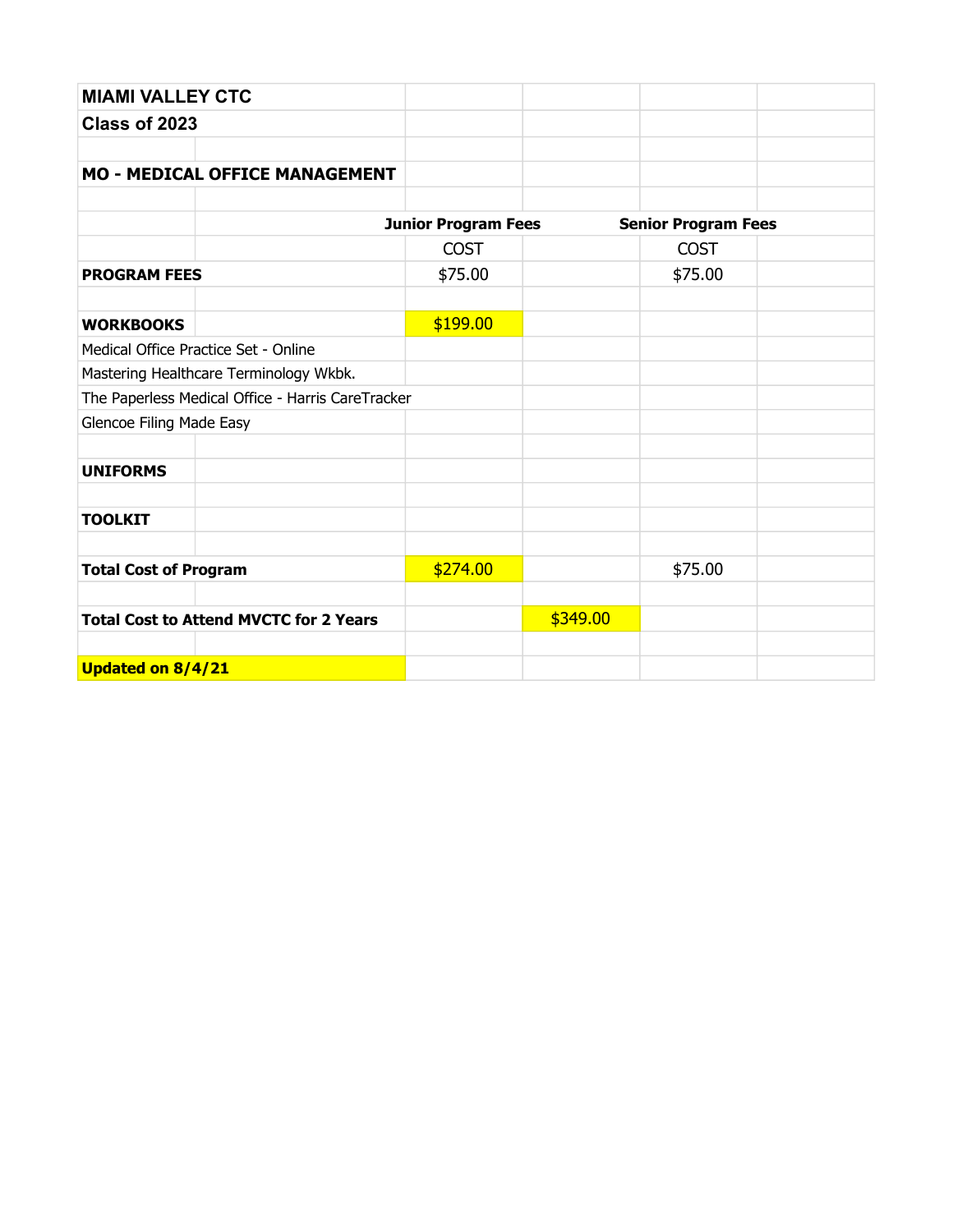| MIAMI VALLEY CTC | | | | | |
|---|---|---|---|---|---|
| **Class of 2023** | | | | | |
| | | | | | |
| **MO - MEDICAL OFFICE MANAGEMENT** | | | | | |
| | | | | | |
| | | **Junior Program Fees** | | **Senior Program Fees** | |
| | | COST | | COST | |
| **PROGRAM FEES** | | $75.00 | | $75.00 | |
| | | | | | |
| **WORKBOOKS** | | $199.00 | | | |
| Medical Office Practice Set - Online | | | | | |
| Mastering Healthcare Terminology Wkbk. | | | | | |
| The Paperless Medical Office - Harris CareTracker | | | | | |
| Glencoe Filing Made Easy | | | | | |
| | | | | | |
| **UNIFORMS** | | | | | |
| | | | | | |
| **TOOLKIT** | | | | | |
| | | | | | |
| **Total Cost of Program** | | $274.00 | | $75.00 | |
| | | | | | |
| **Total Cost to Attend MVCTC for 2 Years** | | | $349.00 | | |
| | | | | | |
| **Updated on 8/4/21** | | | | | |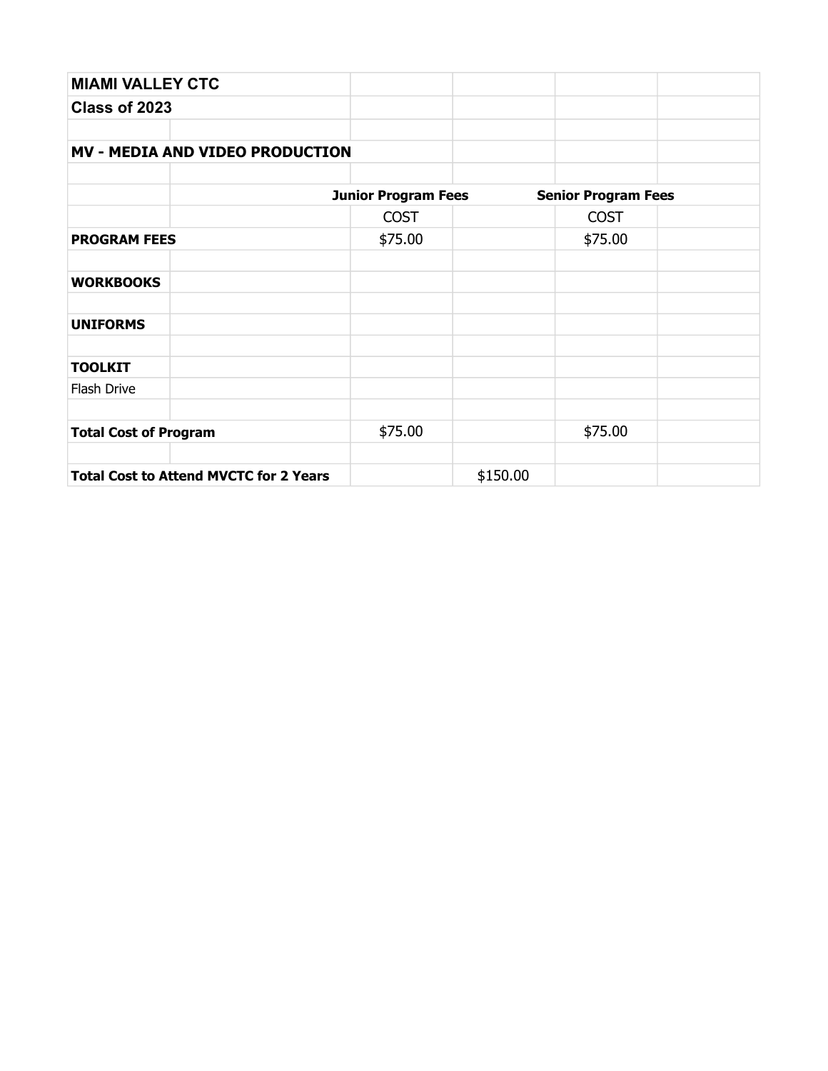| MIAMI VALLEY CTC | | | | | |
|---|---|---|---|---|---|
| Class of 2023 | | | | | |
| | | | | | |
| **MV - MEDIA AND VIDEO PRODUCTION** | | | | | |
| | | | | | |
| | | **Junior Program Fees** | | **Senior Program Fees** | |
| | | COST | | COST | |
| **PROGRAM FEES** | | $75.00 | | $75.00 | |
| | | | | | |
| **WORKBOOKS** | | | | | |
| | | | | | |
| **UNIFORMS** | | | | | |
| | | | | | |
| **TOOLKIT** | | | | | |
| Flash Drive | | | | | |
| | | | | | |
| **Total Cost of Program** | | $75.00 | | $75.00 | |
| | | | | | |
| **Total Cost to Attend MVCTC for 2 Years** | | | $150.00 | | |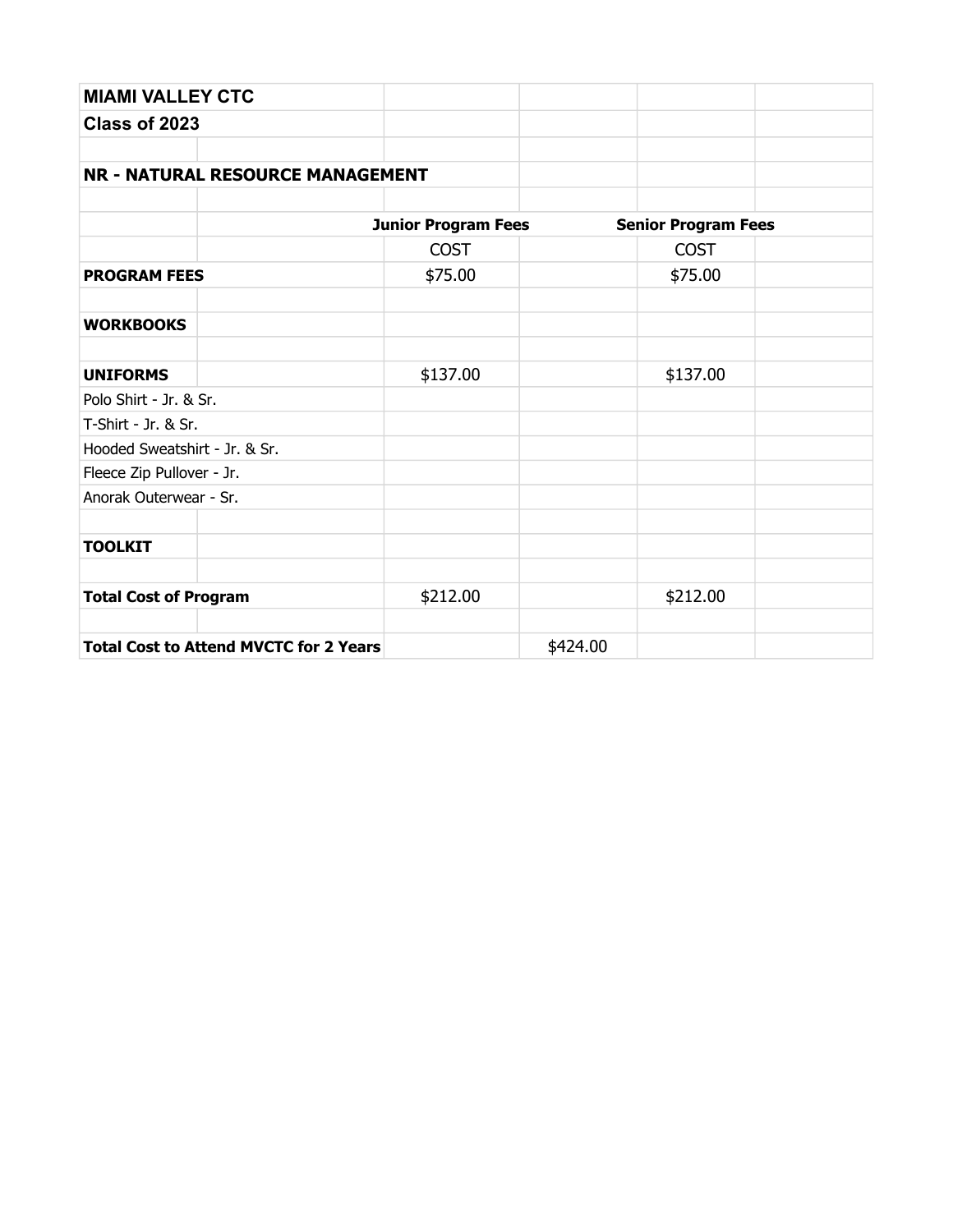| MIAMI VALLEY CTC | | | | | |
|---|---|---|---|---|---|
| Class of 2023 | | | | | |
| | | | | | |
| **NR - NATURAL RESOURCE MANAGEMENT** | | | | | |
| | | | | | |
| | | **Junior Program Fees** | | **Senior Program Fees** | |
| | | COST | | COST | |
| **PROGRAM FEES** | | $75.00 | | $75.00 | |
| | | | | | |
| **WORKBOOKS** | | | | | |
| | | | | | |
| **UNIFORMS** | | $137.00 | | $137.00 | |
| Polo Shirt - Jr. & Sr. | | | | | |
| T-Shirt - Jr. & Sr. | | | | | |
| Hooded Sweatshirt - Jr. & Sr. | | | | | |
| Fleece Zip Pullover - Jr. | | | | | |
| Anorak Outerwear - Sr. | | | | | |
| | | | | | |
| **TOOLKIT** | | | | | |
| | | | | | |
| **Total Cost of Program** | | $212.00 | | $212.00 | |
| | | | | | |
| **Total Cost to Attend MVCTC for 2 Years** | | | $424.00 | | |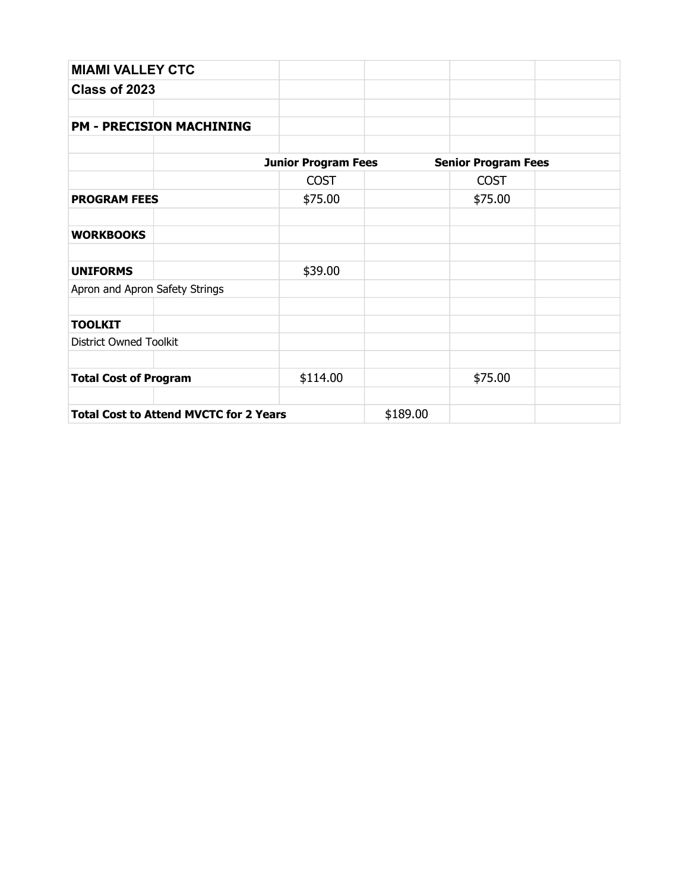| MIAMI VALLEY CTC | | | | | |
|---|---|---|---|---|---|
| Class of 2023 | | | | | |
| | | | | | |
| PM - PRECISION MACHINING | | | | | |
| | | | | | |
| | | Junior Program Fees | | Senior Program Fees | |
| | | COST | | COST | |
| **PROGRAM FEES** | | $75.00 | | $75.00 | |
| | | | | | |
| **WORKBOOKS** | | | | | |
| | | | | | |
| **UNIFORMS** | | $39.00 | | | |
| Apron and Apron Safety Strings | | | | | |
| | | | | | |
| **TOOLKIT** | | | | | |
| District Owned Toolkit | | | | | |
| | | | | | |
| **Total Cost of Program** | | $114.00 | | $75.00 | |
| | | | | | |
| **Total Cost to Attend MVCTC for 2 Years** | | | $189.00 | | |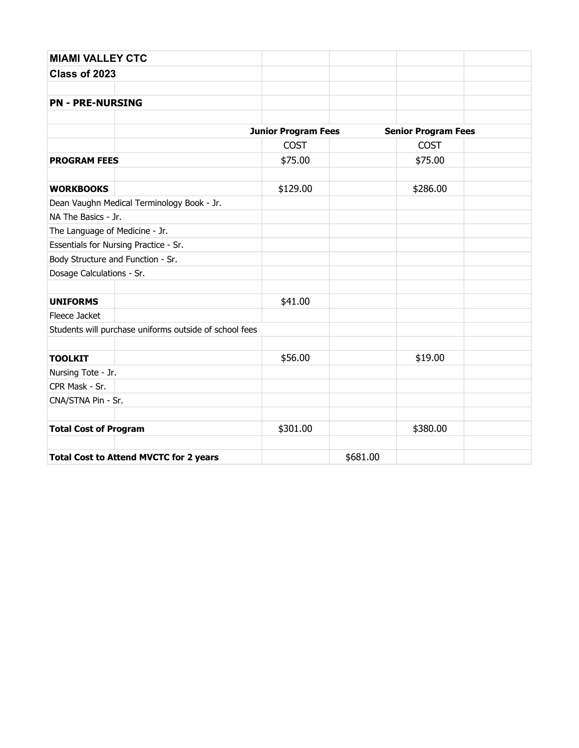| MIAMI VALLEY CTC | | | | | |
|---|---|---|---|---|---|
| **Class of 2023** | | | | | |
| | | | | | |
| **PN - PRE-NURSING** | | | | | |
| | | | | | |
| | | **Junior Program Fees** | | **Senior Program Fees** | |
| | | COST | | COST | |
| **PROGRAM FEES** | | $75.00 | | $75.00 | |
| | | | | | |
| **WORKBOOKS** | | $129.00 | | $286.00 | |
| Dean Vaughn Medical Terminology Book - Jr. | | | | | |
| NA The Basics - Jr. | | | | | |
| The Language of Medicine - Jr. | | | | | |
| Essentials for Nursing Practice - Sr. | | | | | |
| Body Structure and Function - Sr. | | | | | |
| Dosage Calculations - Sr. | | | | | |
| | | | | | |
| **UNIFORMS** | | $41.00 | | | |
| Fleece Jacket | | | | | |
| Students will purchase uniforms outside of school fees | | | | | |
| | | | | | |
| **TOOLKIT** | | $56.00 | | $19.00 | |
| Nursing Tote - Jr. | | | | | |
| CPR Mask - Sr. | | | | | |
| CNA/STNA Pin - Sr. | | | | | |
| | | | | | |
| **Total Cost of Program** | | $301.00 | | $380.00 | |
| | | | | | |
| **Total Cost to Attend MVCTC for 2 years** | | | $681.00 | | |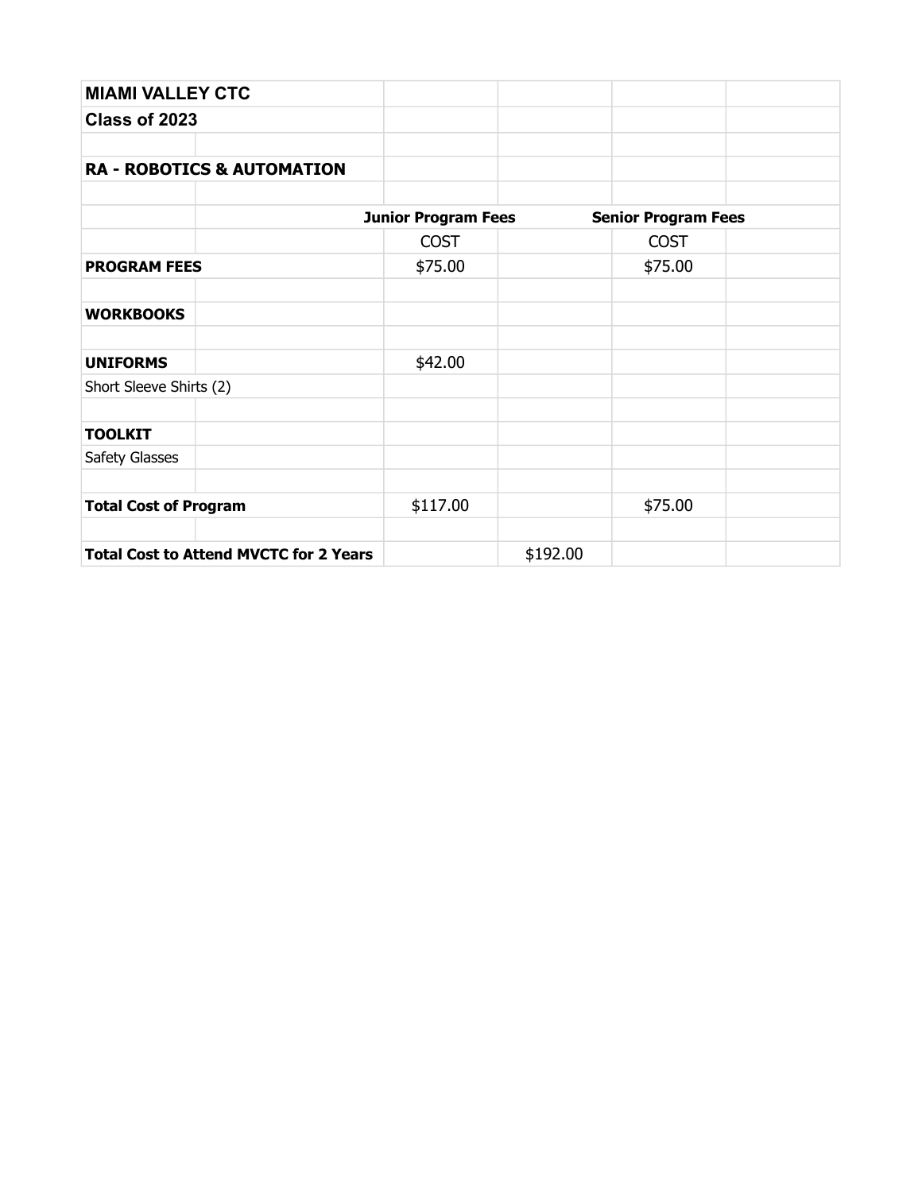| MIAMI VALLEY CTC | | | | | |
|---|---|---|---|---|---|
| **Class of 2023** | | | | | |
| | | | | | |
| **RA - ROBOTICS & AUTOMATION** | | | | | |
| | | | | | |
| | | **Junior Program Fees** | | **Senior Program Fees** | |
| | | COST | | COST | |
| **PROGRAM FEES** | | $75.00 | | $75.00 | |
| | | | | | |
| **WORKBOOKS** | | | | | |
| | | | | | |
| **UNIFORMS** | | $42.00 | | | |
| Short Sleeve Shirts (2) | | | | | |
| | | | | | |
| **TOOLKIT** | | | | | |
| Safety Glasses | | | | | |
| | | | | | |
| **Total Cost of Program** | | $117.00 | | $75.00 | |
| | | | | | |
| **Total Cost to Attend MVCTC for 2 Years** | | | $192.00 | | |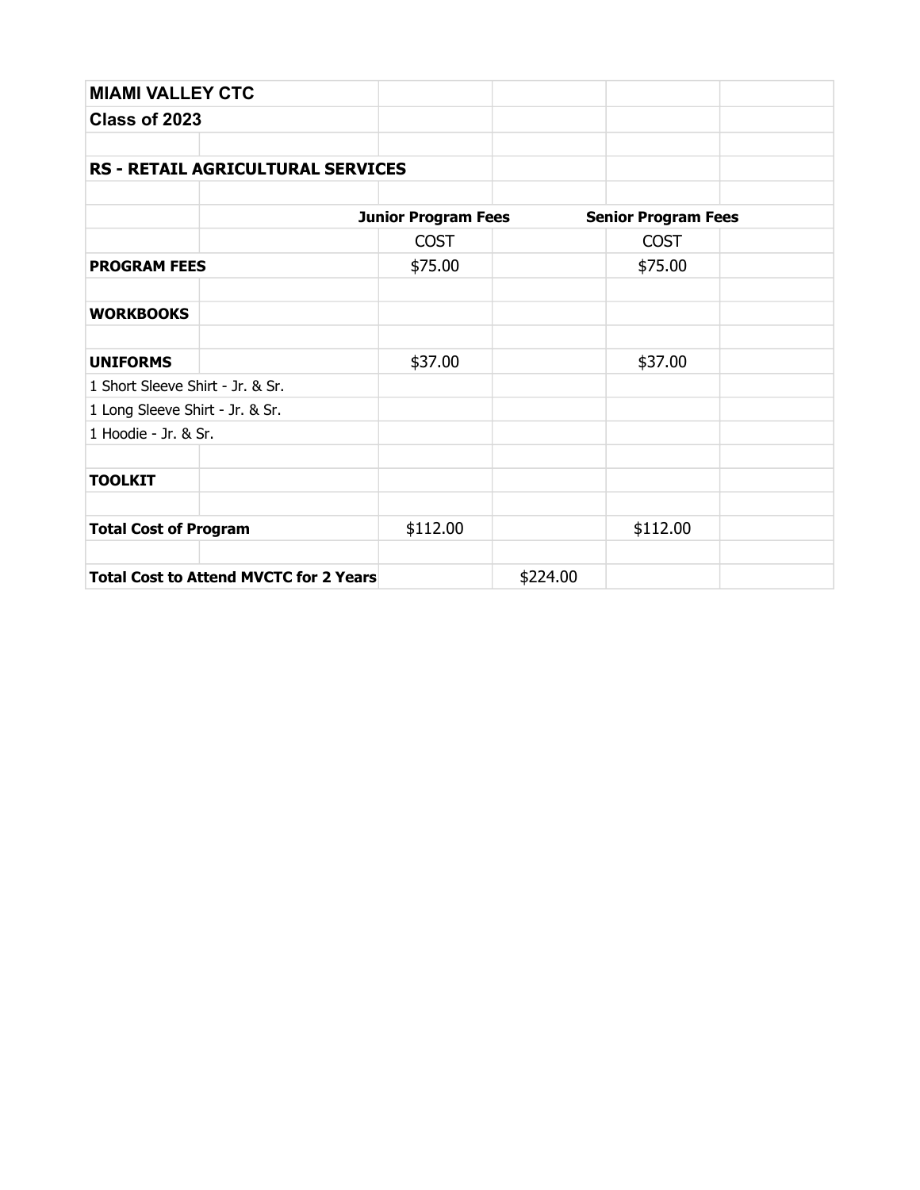**MIAMI VALLEY CTC**

**Class of 2023**

**RS - RETAIL AGRICULTURAL SERVICES**

| | Junior Program Fees | | Senior Program Fees |
|---|---|---|---|
| | COST | | COST |
| **PROGRAM FEES** | $75.00 | | $75.00 |
| **WORKBOOKS** | | | |
| **UNIFORMS** | $37.00 | | $37.00 |
| 1 Short Sleeve Shirt - Jr. & Sr. | | | |
| 1 Long Sleeve Shirt - Jr. & Sr. | | | |
| 1 Hoodie - Jr. & Sr. | | | |
| **TOOLKIT** | | | |
| **Total Cost of Program** | $112.00 | | $112.00 |
| **Total Cost to Attend MVCTC for 2 Years** | | $224.00 | |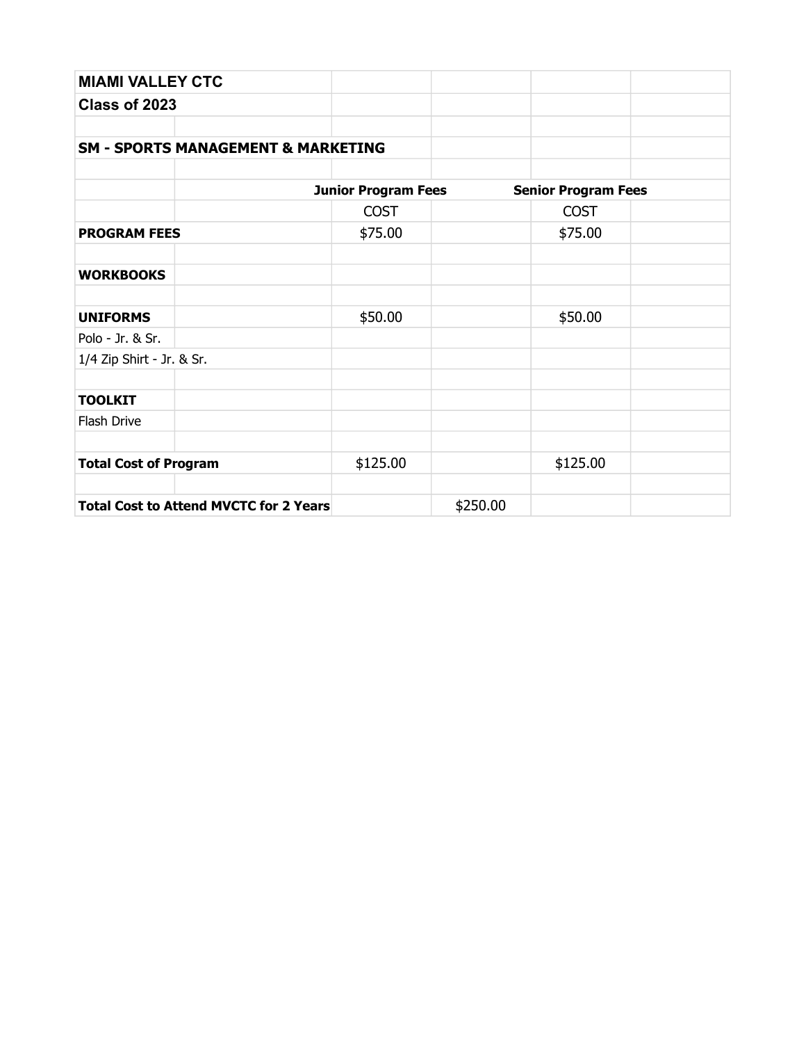| MIAMI VALLEY CTC | | | | | |
|---|---|---|---|---|---|
| **Class of 2023** | | | | | |
| | | | | | |
| **SM - SPORTS MANAGEMENT & MARKETING** | | | | | |
| | | | | | |
| | | **Junior Program Fees** | | **Senior Program Fees** | |
| | | COST | | COST | |
| **PROGRAM FEES** | | $75.00 | | $75.00 | |
| | | | | | |
| **WORKBOOKS** | | | | | |
| | | | | | |
| **UNIFORMS** | | $50.00 | | $50.00 | |
| Polo - Jr. & Sr. | | | | | |
| 1/4 Zip Shirt - Jr. & Sr. | | | | | |
| | | | | | |
| **TOOLKIT** | | | | | |
| Flash Drive | | | | | |
| | | | | | |
| **Total Cost of Program** | | $125.00 | | $125.00 | |
| | | | | | |
| **Total Cost to Attend MVCTC for 2 Years** | | | $250.00 | | |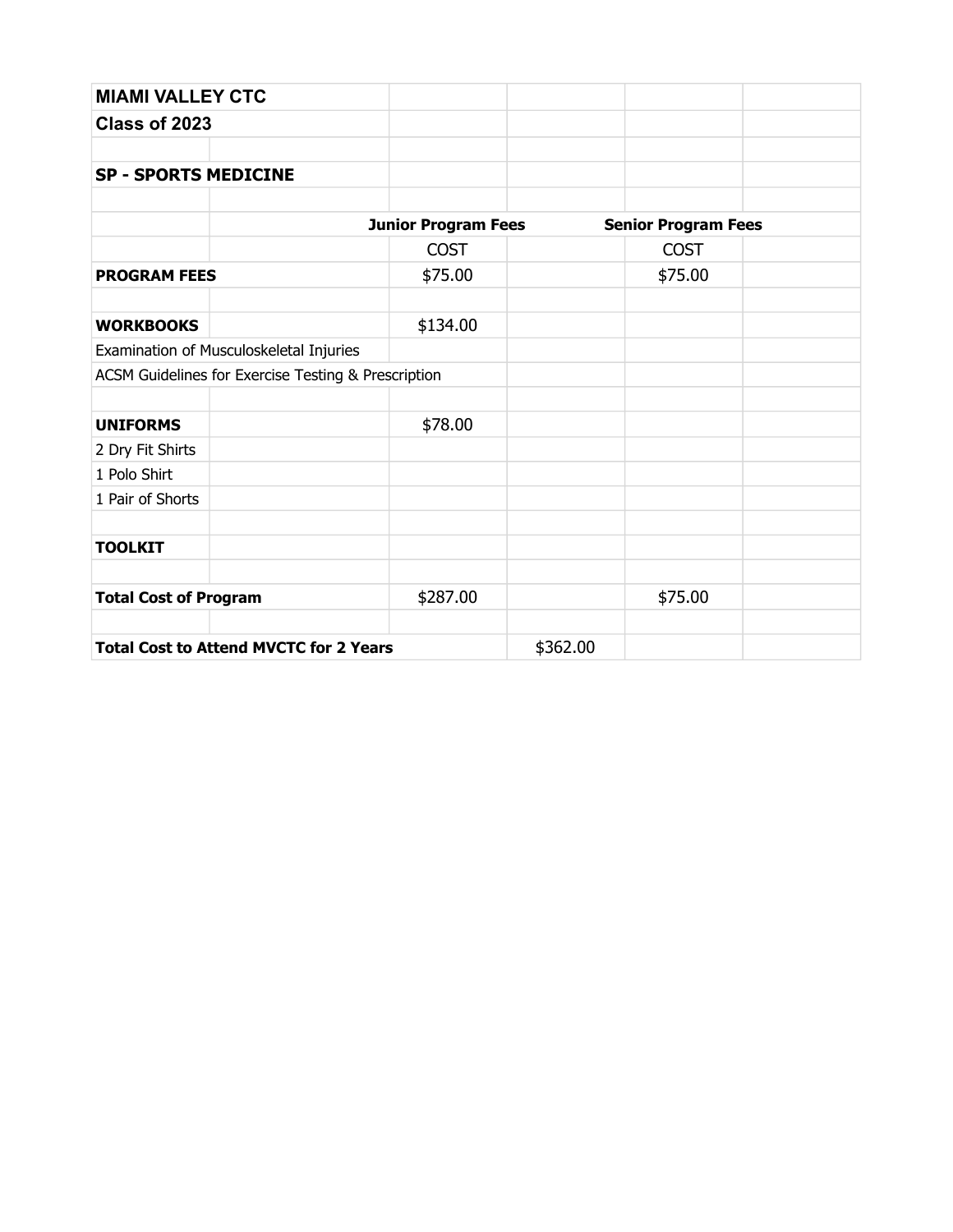| MIAMI VALLEY CTC | | | | | |
|---|---|---|---|---|---|
| **Class of 2023** | | | | | |
| | | | | | |
| **SP - SPORTS MEDICINE** | | | | | |
| | | | | | |
| | | **Junior Program Fees** | | **Senior Program Fees** | |
| | | COST | | COST | |
| **PROGRAM FEES** | | $75.00 | | $75.00 | |
| | | | | | |
| **WORKBOOKS** | | $134.00 | | | |
| Examination of Musculoskeletal Injuries | | | | | |
| ACSM Guidelines for Exercise Testing & Prescription | | | | | |
| | | | | | |
| **UNIFORMS** | | $78.00 | | | |
| 2 Dry Fit Shirts | | | | | |
| 1 Polo Shirt | | | | | |
| 1 Pair of Shorts | | | | | |
| | | | | | |
| **TOOLKIT** | | | | | |
| | | | | | |
| **Total Cost of Program** | | $287.00 | | $75.00 | |
| | | | | | |
| **Total Cost to Attend MVCTC for 2 Years** | | | $362.00 | | |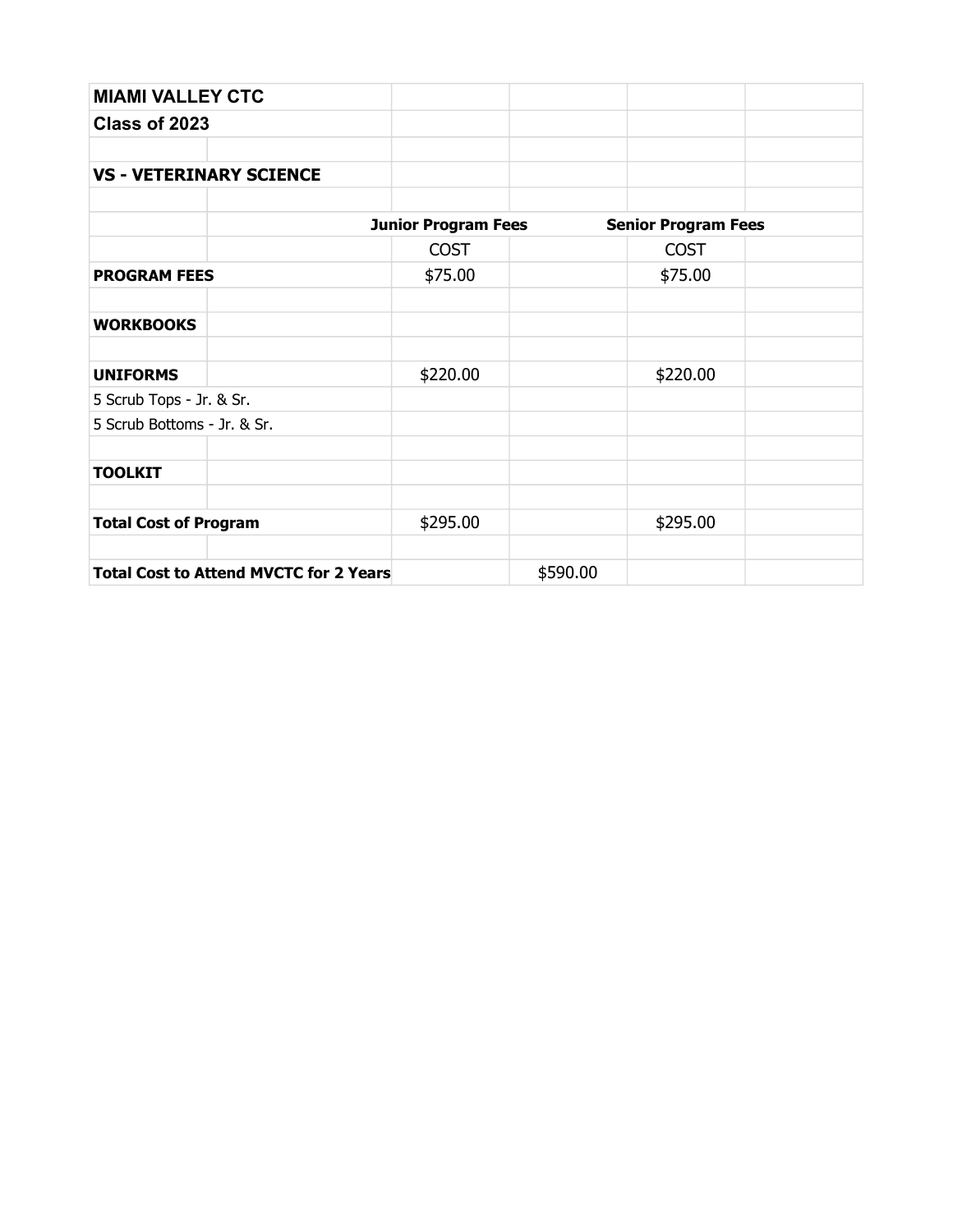| MIAMI VALLEY CTC | | | | | |
|---|---|---|---|---|---|
| Class of 2023 | | | | | |
| | | | | | |
| **VS - VETERINARY SCIENCE** | | | | | |
| | | | | | |
| | | **Junior Program Fees** | | **Senior Program Fees** | |
| | | COST | | COST | |
| **PROGRAM FEES** | | $75.00 | | $75.00 | |
| | | | | | |
| **WORKBOOKS** | | | | | |
| | | | | | |
| **UNIFORMS** | | $220.00 | | $220.00 | |
| 5 Scrub Tops - Jr. & Sr. | | | | | |
| 5 Scrub Bottoms - Jr. & Sr. | | | | | |
| | | | | | |
| **TOOLKIT** | | | | | |
| | | | | | |
| **Total Cost of Program** | | $295.00 | | $295.00 | |
| | | | | | |
| **Total Cost to Attend MVCTC for 2 Years** | | | $590.00 | | |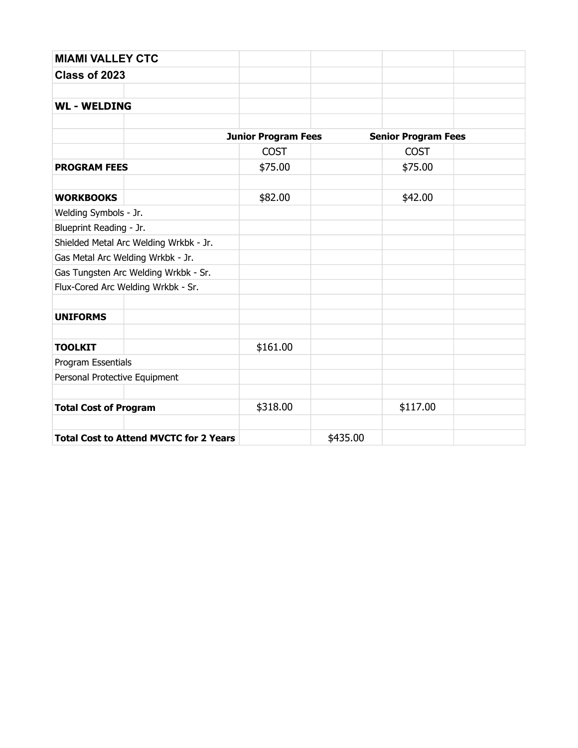| | | | | | |
|---|---|---|---|---|---|
| **MIAMI VALLEY CTC** | | | | | |
| **Class of 2023** | | | | | |
| | | | | | |
| **WL - WELDING** | | | | | |
| | | | | | |
| | | **Junior Program Fees** | | **Senior Program Fees** | |
| | | COST | | COST | |
| **PROGRAM FEES** | | $75.00 | | $75.00 | |
| | | | | | |
| **WORKBOOKS** | | $82.00 | | $42.00 | |
| Welding Symbols - Jr. | | | | | |
| Blueprint Reading - Jr. | | | | | |
| Shielded Metal Arc Welding Wrkbk - Jr. | | | | | |
| Gas Metal Arc Welding Wrkbk - Jr. | | | | | |
| Gas Tungsten Arc Welding Wrkbk - Sr. | | | | | |
| Flux-Cored Arc Welding Wrkbk - Sr. | | | | | |
| | | | | | |
| **UNIFORMS** | | | | | |
| | | | | | |
| **TOOLKIT** | | $161.00 | | | |
| Program Essentials | | | | | |
| Personal Protective Equipment | | | | | |
| | | | | | |
| **Total Cost of Program** | | $318.00 | | $117.00 | |
| | | | | | |
| **Total Cost to Attend MVCTC for 2 Years** | | | $435.00 | | |